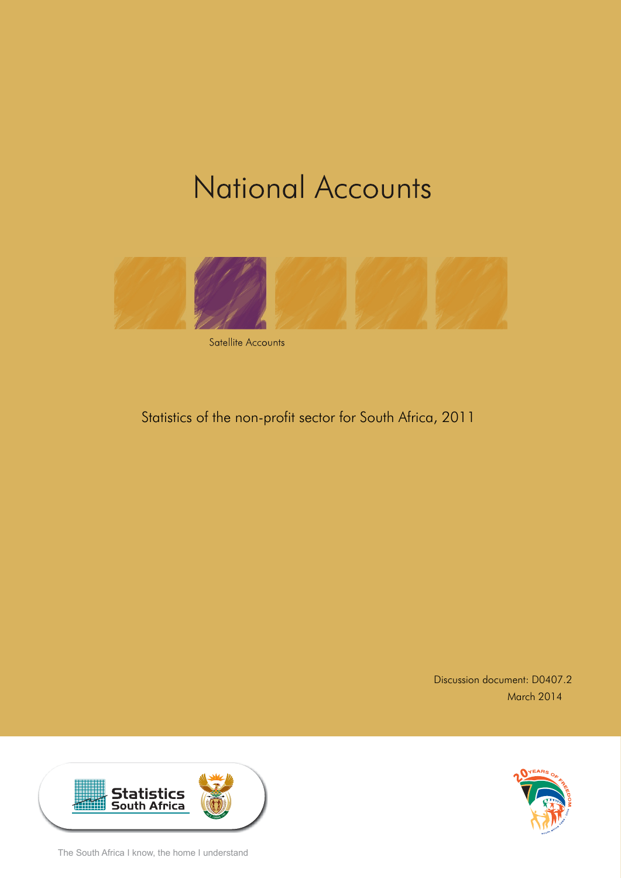# National Accounts

Satellite Accounts

## Statistics of the non-profit sector for South Africa, 2011

Discussion document: D0407.2
March 2014

Statistics South Africa

The South Africa I know, the home I understand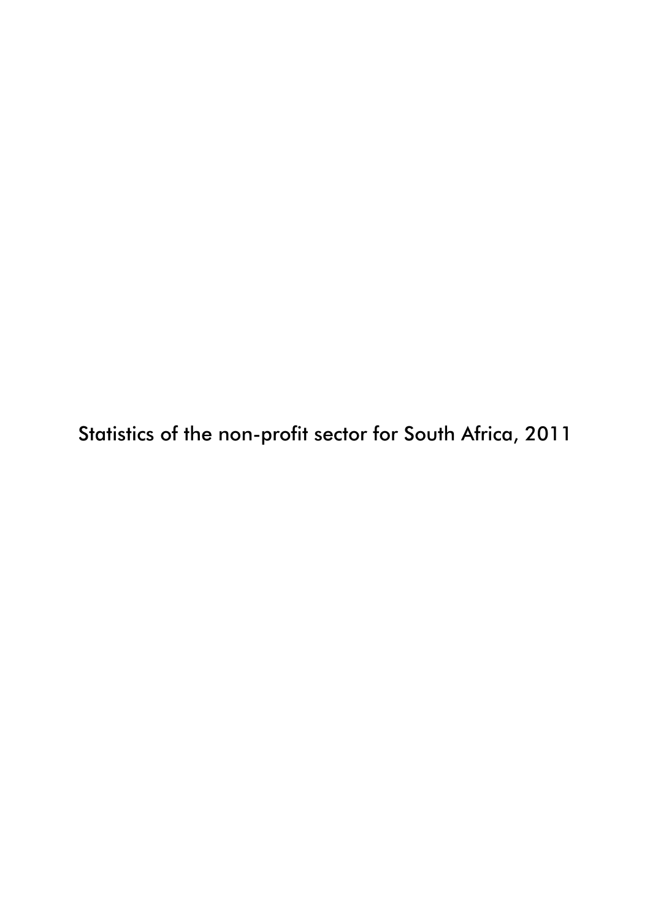Statistics of the non-profit sector for South Africa, 2011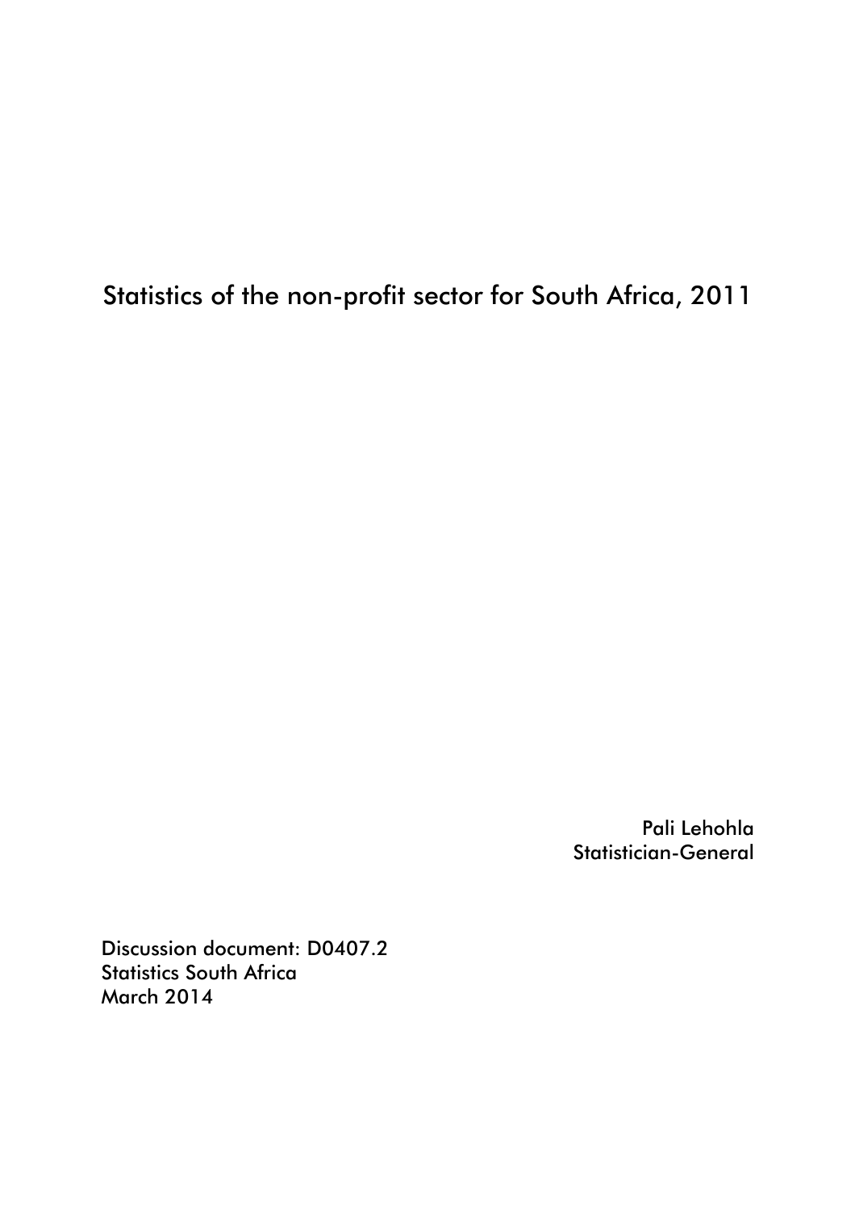# Statistics of the non-profit sector for South Africa, 2011

Pali Lehohla
Statistician-General

Discussion document: D0407.2
Statistics South Africa
March 2014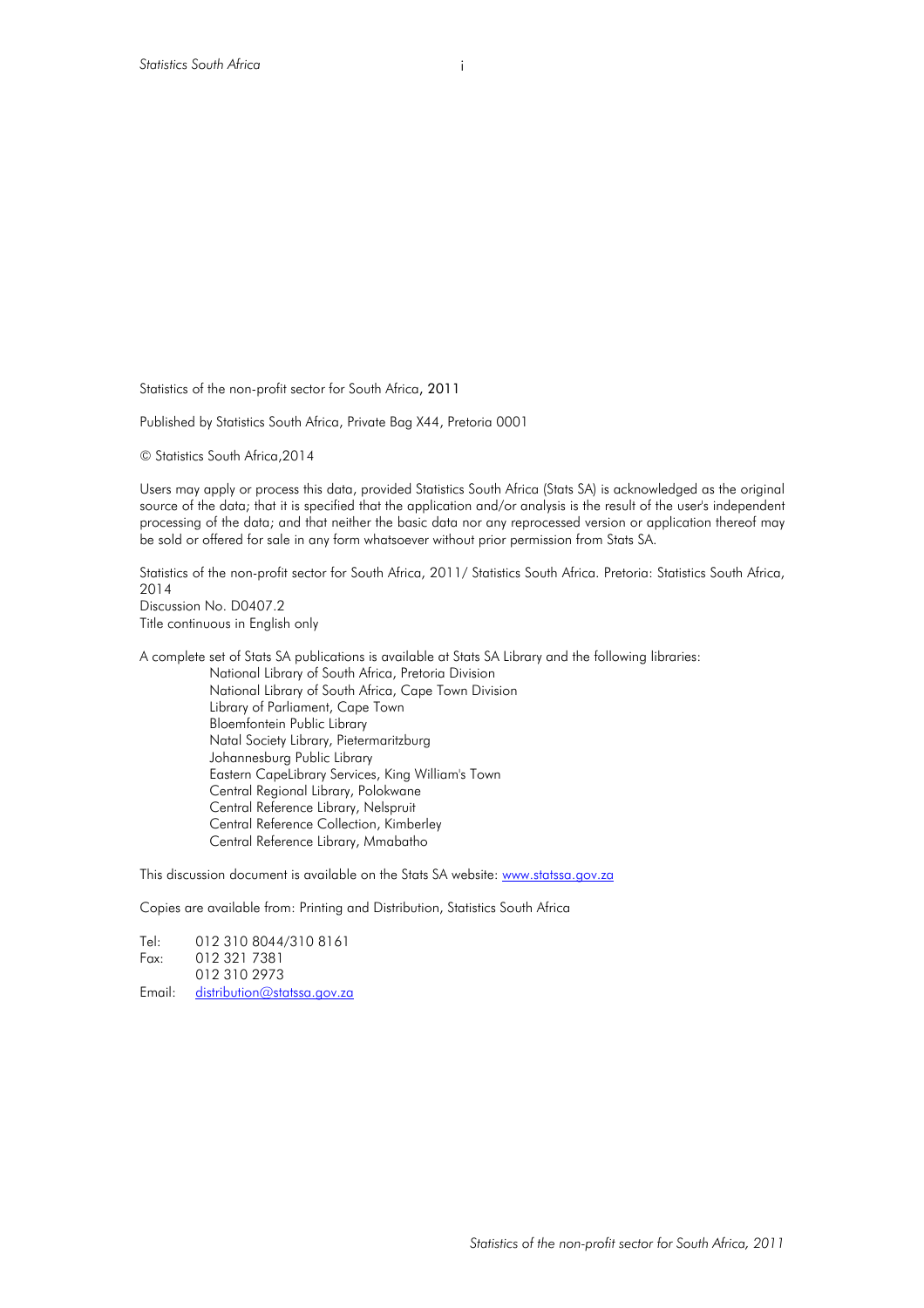Statistics of the non-profit sector for South Africa, 2011

Published by Statistics South Africa, Private Bag X44, Pretoria 0001

© Statistics South Africa,2014

Users may apply or process this data, provided Statistics South Africa (Stats SA) is acknowledged as the original source of the data; that it is specified that the application and/or analysis is the result of the user's independent processing of the data; and that neither the basic data nor any reprocessed version or application thereof may be sold or offered for sale in any form whatsoever without prior permission from Stats SA.

Statistics of the non-profit sector for South Africa, 2011/ Statistics South Africa. Pretoria: Statistics South Africa, 2014
Discussion No. D0407.2
Title continuous in English only

A complete set of Stats SA publications is available at Stats SA Library and the following libraries:

- National Library of South Africa, Pretoria Division
- National Library of South Africa, Cape Town Division
- Library of Parliament, Cape Town
- Bloemfontein Public Library
- Natal Society Library, Pietermaritzburg
- Johannesburg Public Library
- Eastern CapeLibrary Services, King William's Town
- Central Regional Library, Polokwane
- Central Reference Library, Nelspruit
- Central Reference Collection, Kimberley
- Central Reference Library, Mmabatho

This discussion document is available on the Stats SA website: www.statssa.gov.za

Copies are available from: Printing and Distribution, Statistics South Africa

Tel: 012 310 8044/310 8161
Fax: 012 321 7381
012 310 2973
Email: distribution@statssa.gov.za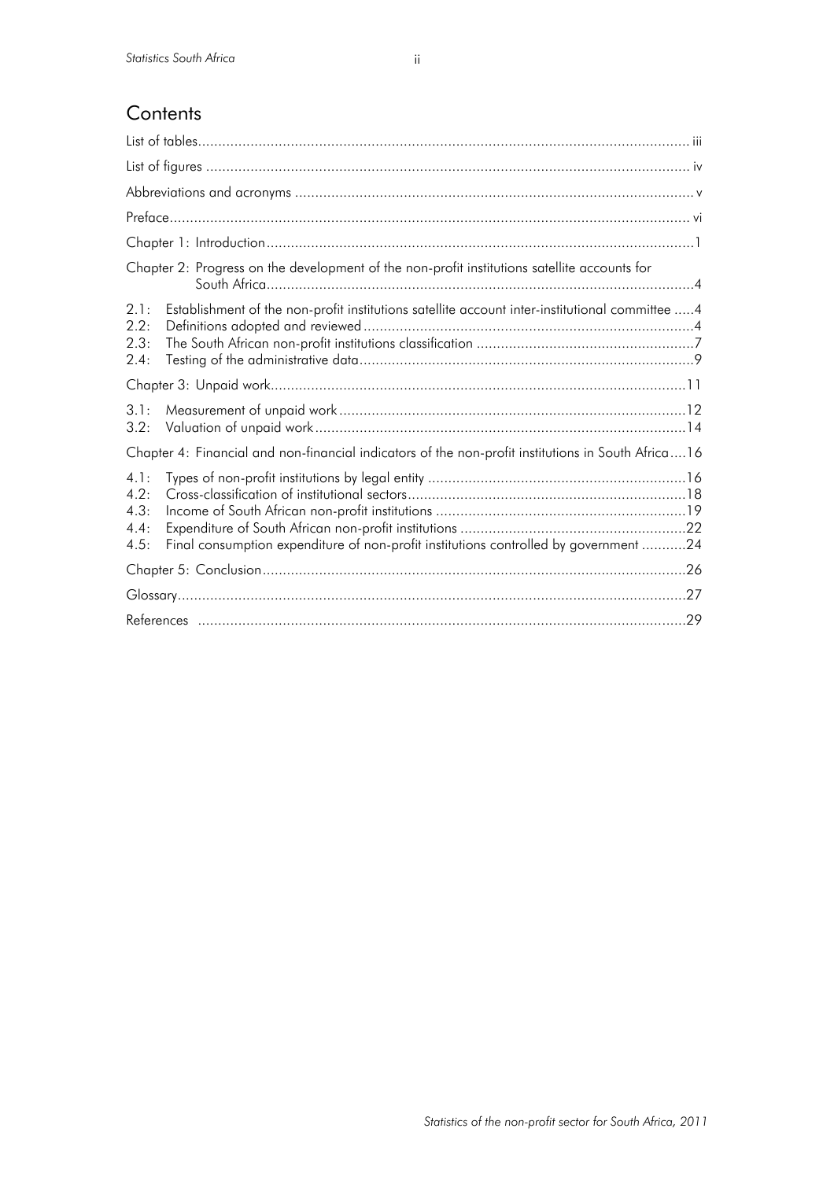## Contents

| | |
|---|---|
| List of tables | iii |
| List of figures | iv |
| Abbreviations and acronyms | v |
| Preface | vi |
| Chapter 1: Introduction | 1 |
| Chapter 2: Progress on the development of the non-profit institutions satellite accounts for South Africa | 4 |
| 2.1: Establishment of the non-profit institutions satellite account inter-institutional committee | 4 |
| 2.2: Definitions adopted and reviewed | 4 |
| 2.3: The South African non-profit institutions classification | 7 |
| 2.4: Testing of the administrative data | 9 |
| Chapter 3: Unpaid work | 11 |
| 3.1: Measurement of unpaid work | 12 |
| 3.2: Valuation of unpaid work | 14 |
| Chapter 4: Financial and non-financial indicators of the non-profit institutions in South Africa | 16 |
| 4.1: Types of non-profit institutions by legal entity | 16 |
| 4.2: Cross-classification of institutional sectors | 18 |
| 4.3: Income of South African non-profit institutions | 19 |
| 4.4: Expenditure of South African non-profit institutions | 22 |
| 4.5: Final consumption expenditure of non-profit institutions controlled by government | 24 |
| Chapter 5: Conclusion | 26 |
| Glossary | 27 |
| References | 29 |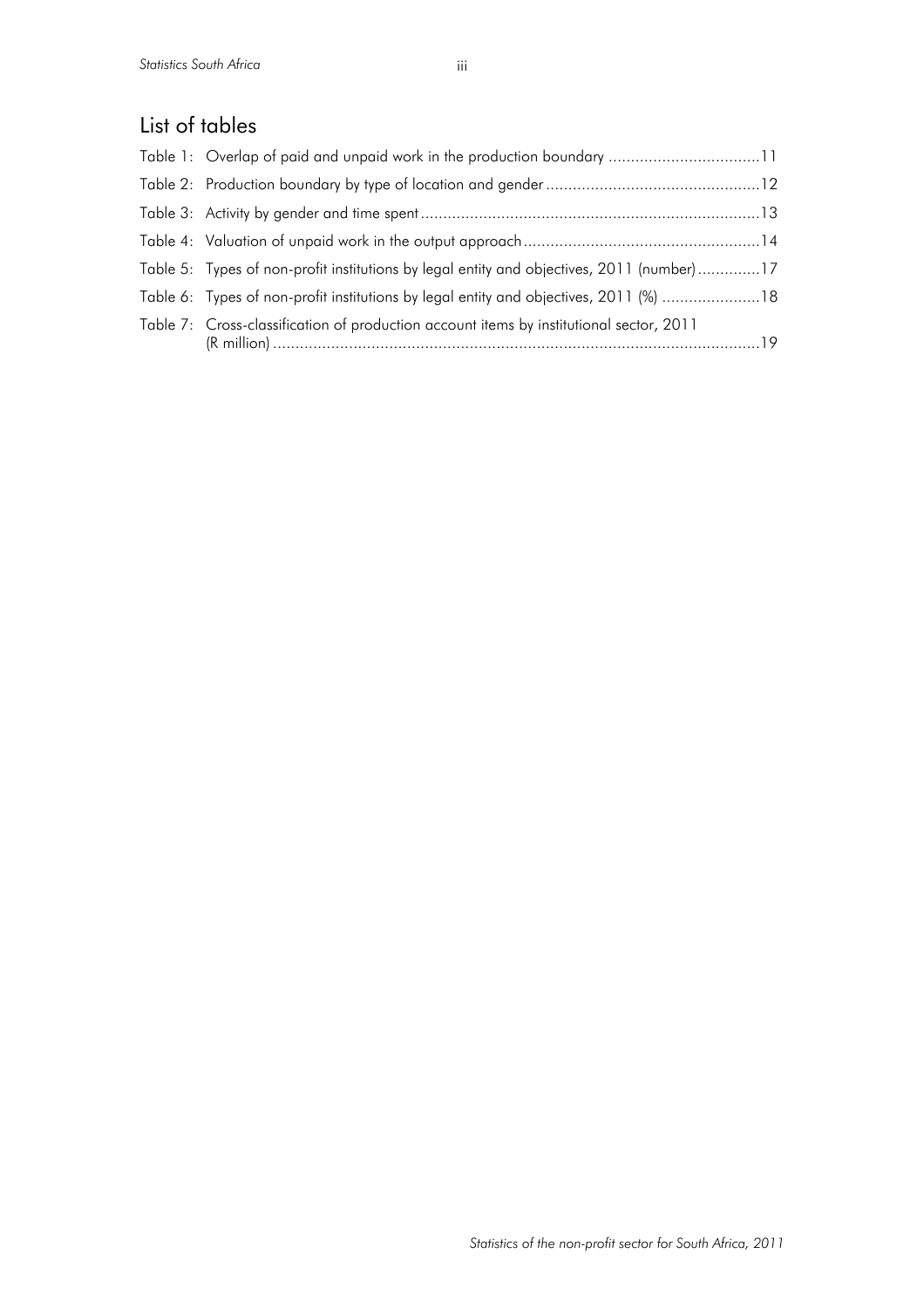## List of tables

Table 1: Overlap of paid and unpaid work in the production boundary ..................................11

Table 2: Production boundary by type of location and gender ................................................12

Table 3: Activity by gender and time spent ...........................................................................13

Table 4: Valuation of unpaid work in the output approach .....................................................14

Table 5: Types of non-profit institutions by legal entity and objectives, 2011 (number) ..............17

Table 6: Types of non-profit institutions by legal entity and objectives, 2011 (%) ......................18

Table 7: Cross-classification of production account items by institutional sector, 2011 (R million) ............................................................................................................19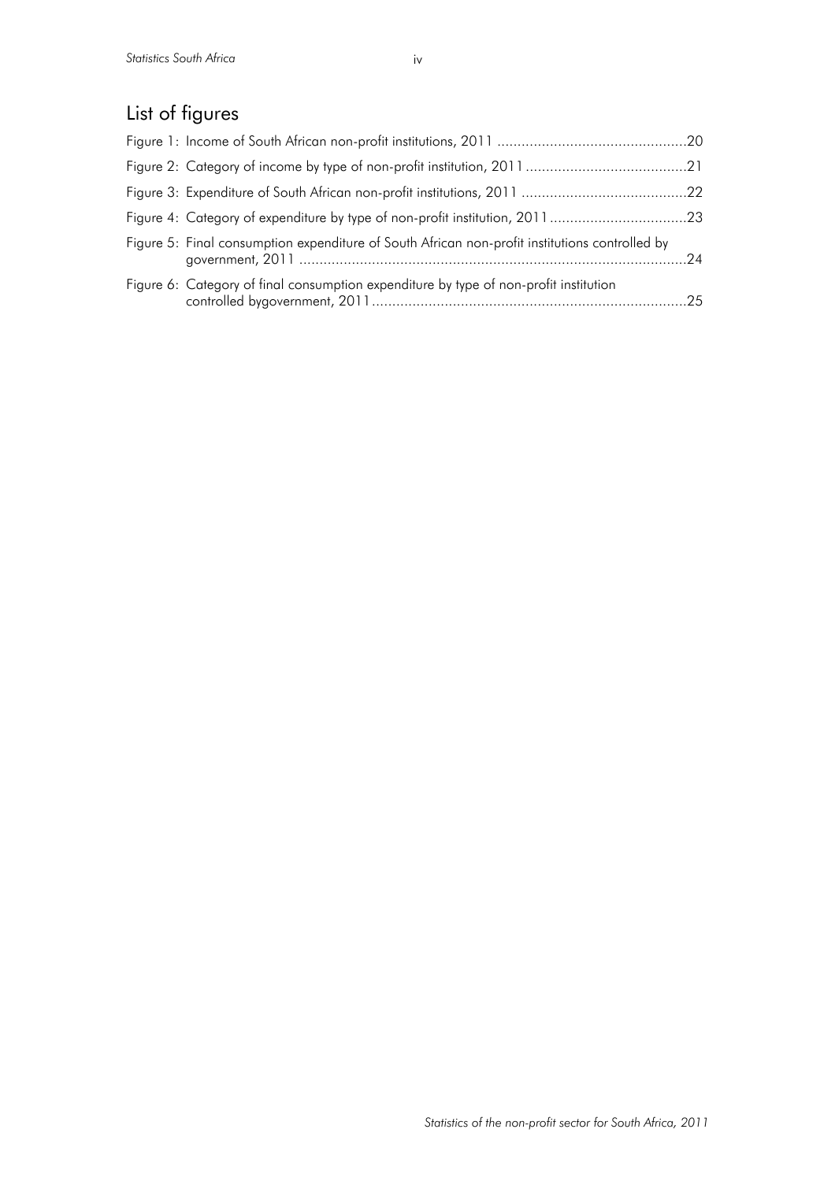## List of figures

Figure 1: Income of South African non-profit institutions, 2011 ..............................................20

Figure 2: Category of income by type of non-profit institution, 2011 ........................................21

Figure 3: Expenditure of South African non-profit institutions, 2011 .........................................22

Figure 4: Category of expenditure by type of non-profit institution, 2011 ..................................23

Figure 5: Final consumption expenditure of South African non-profit institutions controlled by government, 2011 ...............................................................................................24

Figure 6: Category of final consumption expenditure by type of non-profit institution controlled bygovernment, 2011.............................................................................25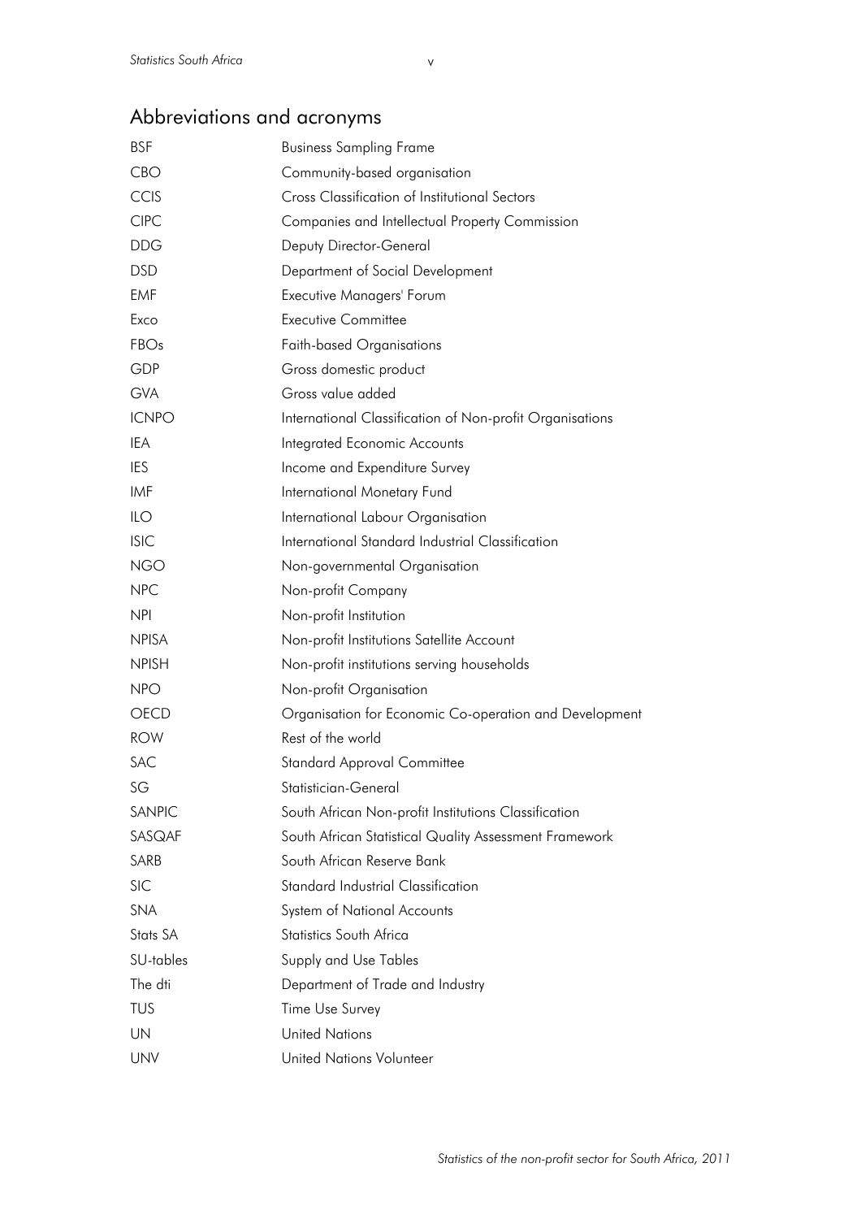## Abbreviations and acronyms

| | |
|---|---|
| BSF | Business Sampling Frame |
| CBO | Community-based organisation |
| CCIS | Cross Classification of Institutional Sectors |
| CIPC | Companies and Intellectual Property Commission |
| DDG | Deputy Director-General |
| DSD | Department of Social Development |
| EMF | Executive Managers' Forum |
| Exco | Executive Committee |
| FBOs | Faith-based Organisations |
| GDP | Gross domestic product |
| GVA | Gross value added |
| ICNPO | International Classification of Non-profit Organisations |
| IEA | Integrated Economic Accounts |
| IES | Income and Expenditure Survey |
| IMF | International Monetary Fund |
| ILO | International Labour Organisation |
| ISIC | International Standard Industrial Classification |
| NGO | Non-governmental Organisation |
| NPC | Non-profit Company |
| NPI | Non-profit Institution |
| NPISA | Non-profit Institutions Satellite Account |
| NPISH | Non-profit institutions serving households |
| NPO | Non-profit Organisation |
| OECD | Organisation for Economic Co-operation and Development |
| ROW | Rest of the world |
| SAC | Standard Approval Committee |
| SG | Statistician-General |
| SANPIC | South African Non-profit Institutions Classification |
| SASQAF | South African Statistical Quality Assessment Framework |
| SARB | South African Reserve Bank |
| SIC | Standard Industrial Classification |
| SNA | System of National Accounts |
| Stats SA | Statistics South Africa |
| SU-tables | Supply and Use Tables |
| The dti | Department of Trade and Industry |
| TUS | Time Use Survey |
| UN | United Nations |
| UNV | United Nations Volunteer |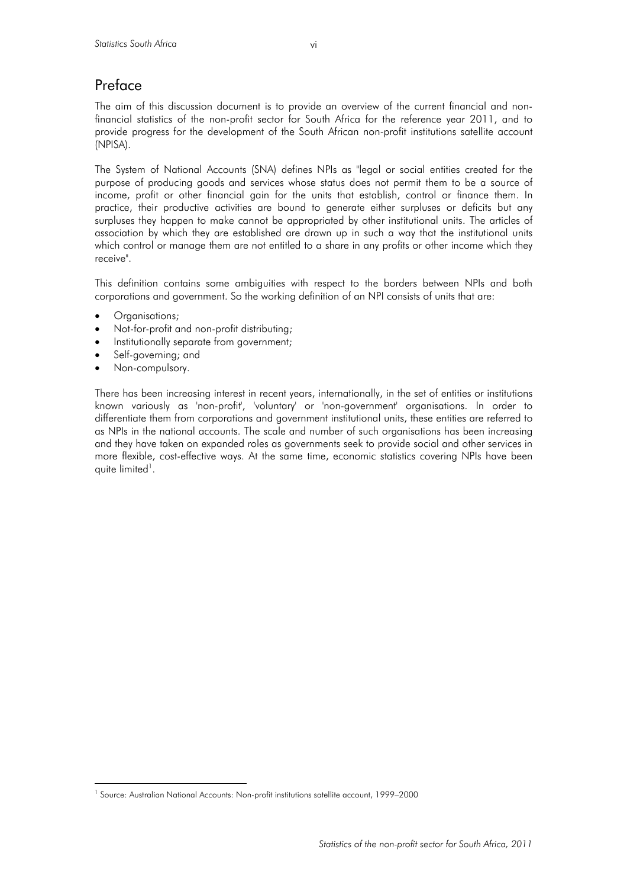# Preface

The aim of this discussion document is to provide an overview of the current financial and non-financial statistics of the non-profit sector for South Africa for the reference year 2011, and to provide progress for the development of the South African non-profit institutions satellite account (NPISA).

The System of National Accounts (SNA) defines NPIs as "legal or social entities created for the purpose of producing goods and services whose status does not permit them to be a source of income, profit or other financial gain for the units that establish, control or finance them. In practice, their productive activities are bound to generate either surpluses or deficits but any surpluses they happen to make cannot be appropriated by other institutional units. The articles of association by which they are established are drawn up in such a way that the institutional units which control or manage them are not entitled to a share in any profits or other income which they receive".

This definition contains some ambiguities with respect to the borders between NPIs and both corporations and government. So the working definition of an NPI consists of units that are:

- Organisations;
- Not-for-profit and non-profit distributing;
- Institutionally separate from government;
- Self-governing; and
- Non-compulsory.

There has been increasing interest in recent years, internationally, in the set of entities or institutions known variously as 'non-profit', 'voluntary' or 'non-government' organisations. In order to differentiate them from corporations and government institutional units, these entities are referred to as NPIs in the national accounts. The scale and number of such organisations has been increasing and they have taken on expanded roles as governments seek to provide social and other services in more flexible, cost-effective ways. At the same time, economic statistics covering NPIs have been quite limited[1].

[1] Source: Australian National Accounts: Non-profit institutions satellite account, 1999–2000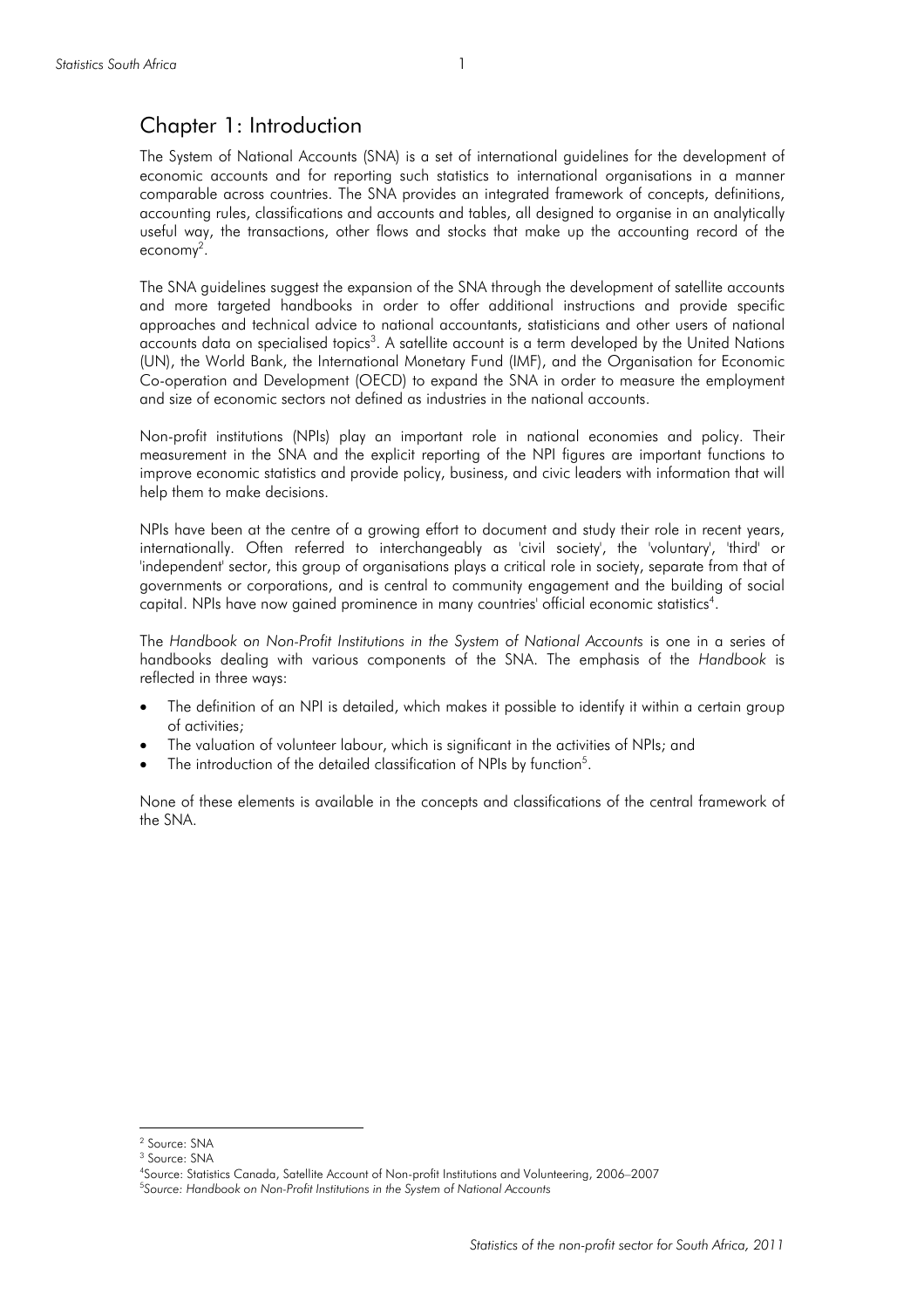# Chapter 1: Introduction

The System of National Accounts (SNA) is a set of international guidelines for the development of economic accounts and for reporting such statistics to international organisations in a manner comparable across countries. The SNA provides an integrated framework of concepts, definitions, accounting rules, classifications and accounts and tables, all designed to organise in an analytically useful way, the transactions, other flows and stocks that make up the accounting record of the economy[2].

The SNA guidelines suggest the expansion of the SNA through the development of satellite accounts and more targeted handbooks in order to offer additional instructions and provide specific approaches and technical advice to national accountants, statisticians and other users of national accounts data on specialised topics[3]. A satellite account is a term developed by the United Nations (UN), the World Bank, the International Monetary Fund (IMF), and the Organisation for Economic Co-operation and Development (OECD) to expand the SNA in order to measure the employment and size of economic sectors not defined as industries in the national accounts.

Non-profit institutions (NPIs) play an important role in national economies and policy. Their measurement in the SNA and the explicit reporting of the NPI figures are important functions to improve economic statistics and provide policy, business, and civic leaders with information that will help them to make decisions.

NPIs have been at the centre of a growing effort to document and study their role in recent years, internationally. Often referred to interchangeably as 'civil society', the 'voluntary', 'third' or 'independent' sector, this group of organisations plays a critical role in society, separate from that of governments or corporations, and is central to community engagement and the building of social capital. NPIs have now gained prominence in many countries' official economic statistics[4].

The *Handbook on Non-Profit Institutions in the System of National Accounts* is one in a series of handbooks dealing with various components of the SNA. The emphasis of the *Handbook* is reflected in three ways:

- The definition of an NPI is detailed, which makes it possible to identify it within a certain group of activities;
- The valuation of volunteer labour, which is significant in the activities of NPIs; and
- The introduction of the detailed classification of NPIs by function[5].

None of these elements is available in the concepts and classifications of the central framework of the SNA.

[2] Source: SNA
[3] Source: SNA
[4] Source: Statistics Canada, Satellite Account of Non-profit Institutions and Volunteering, 2006–2007
[5] *Source: Handbook on Non-Profit Institutions in the System of National Accounts*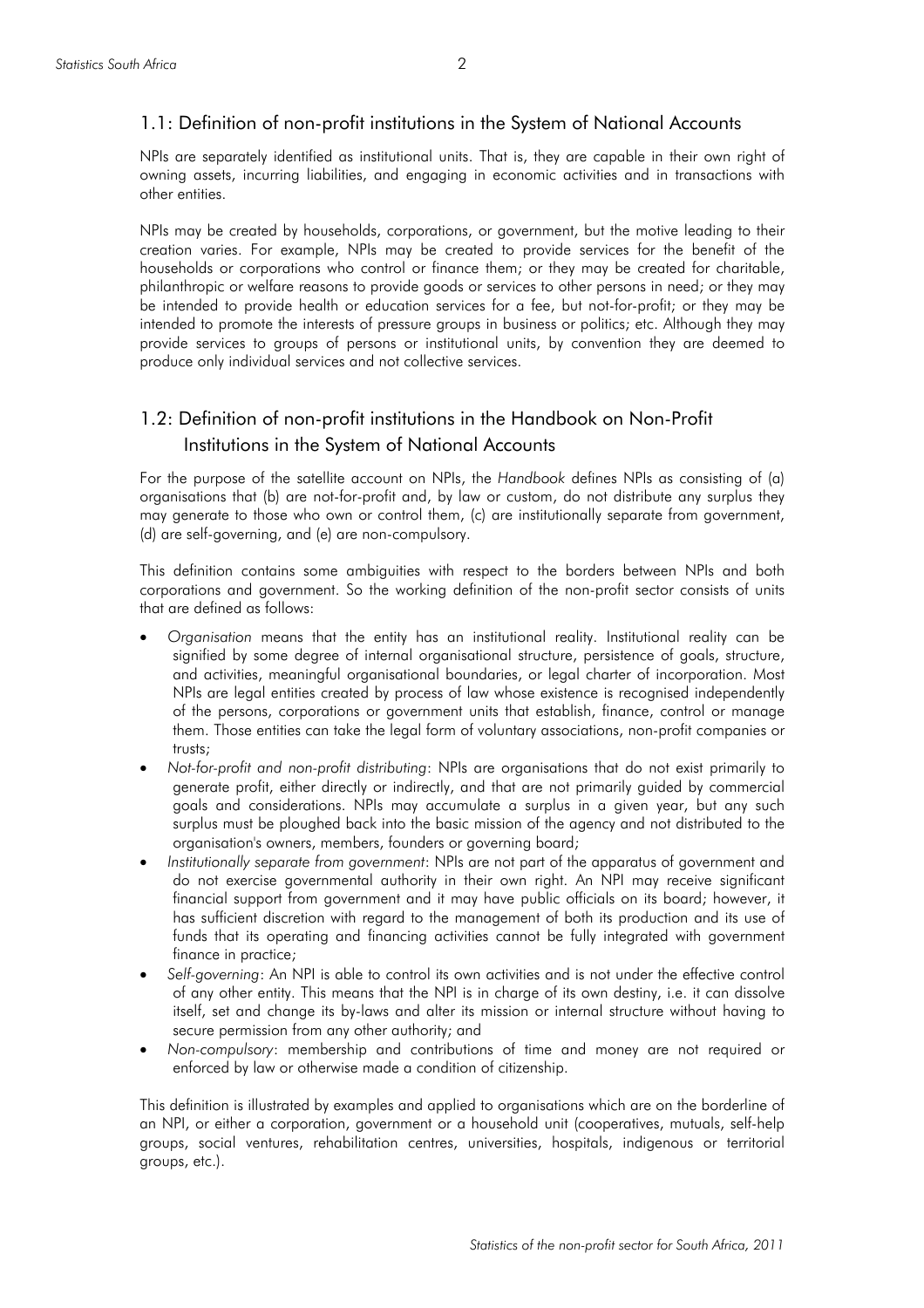## 1.1: Definition of non-profit institutions in the System of National Accounts

NPIs are separately identified as institutional units. That is, they are capable in their own right of owning assets, incurring liabilities, and engaging in economic activities and in transactions with other entities.

NPIs may be created by households, corporations, or government, but the motive leading to their creation varies. For example, NPIs may be created to provide services for the benefit of the households or corporations who control or finance them; or they may be created for charitable, philanthropic or welfare reasons to provide goods or services to other persons in need; or they may be intended to provide health or education services for a fee, but not-for-profit; or they may be intended to promote the interests of pressure groups in business or politics; etc. Although they may provide services to groups of persons or institutional units, by convention they are deemed to produce only individual services and not collective services.

## 1.2: Definition of non-profit institutions in the Handbook on Non-Profit Institutions in the System of National Accounts

For the purpose of the satellite account on NPIs, the *Handbook* defines NPIs as consisting of (a) organisations that (b) are not-for-profit and, by law or custom, do not distribute any surplus they may generate to those who own or control them, (c) are institutionally separate from government, (d) are self-governing, and (e) are non-compulsory.

This definition contains some ambiguities with respect to the borders between NPIs and both corporations and government. So the working definition of the non-profit sector consists of units that are defined as follows:

- *Organisation* means that the entity has an institutional reality. Institutional reality can be signified by some degree of internal organisational structure, persistence of goals, structure, and activities, meaningful organisational boundaries, or legal charter of incorporation. Most NPIs are legal entities created by process of law whose existence is recognised independently of the persons, corporations or government units that establish, finance, control or manage them. Those entities can take the legal form of voluntary associations, non-profit companies or trusts;
- *Not-for-profit and non-profit distributing*: NPIs are organisations that do not exist primarily to generate profit, either directly or indirectly, and that are not primarily guided by commercial goals and considerations. NPIs may accumulate a surplus in a given year, but any such surplus must be ploughed back into the basic mission of the agency and not distributed to the organisation's owners, members, founders or governing board;
- *Institutionally separate from government*: NPIs are not part of the apparatus of government and do not exercise governmental authority in their own right. An NPI may receive significant financial support from government and it may have public officials on its board; however, it has sufficient discretion with regard to the management of both its production and its use of funds that its operating and financing activities cannot be fully integrated with government finance in practice;
- *Self-governing*: An NPI is able to control its own activities and is not under the effective control of any other entity. This means that the NPI is in charge of its own destiny, i.e. it can dissolve itself, set and change its by-laws and alter its mission or internal structure without having to secure permission from any other authority; and
- *Non-compulsory*: membership and contributions of time and money are not required or enforced by law or otherwise made a condition of citizenship.

This definition is illustrated by examples and applied to organisations which are on the borderline of an NPI, or either a corporation, government or a household unit (cooperatives, mutuals, self-help groups, social ventures, rehabilitation centres, universities, hospitals, indigenous or territorial groups, etc.).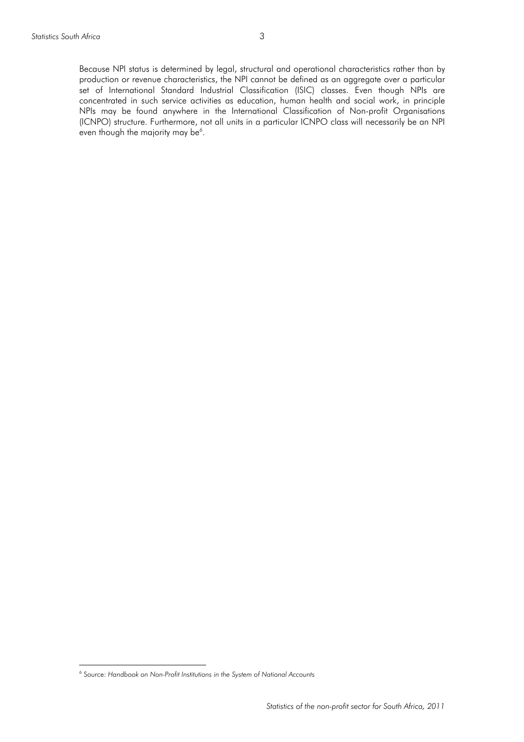Because NPI status is determined by legal, structural and operational characteristics rather than by production or revenue characteristics, the NPI cannot be defined as an aggregate over a particular set of International Standard Industrial Classification (ISIC) classes. Even though NPIs are concentrated in such service activities as education, human health and social work, in principle NPIs may be found anywhere in the International Classification of Non-profit Organisations (ICNPO) structure. Furthermore, not all units in a particular ICNPO class will necessarily be an NPI even though the majority may be[6].

---

[6] Source: *Handbook on Non-Profit Institutions in the System of National Accounts*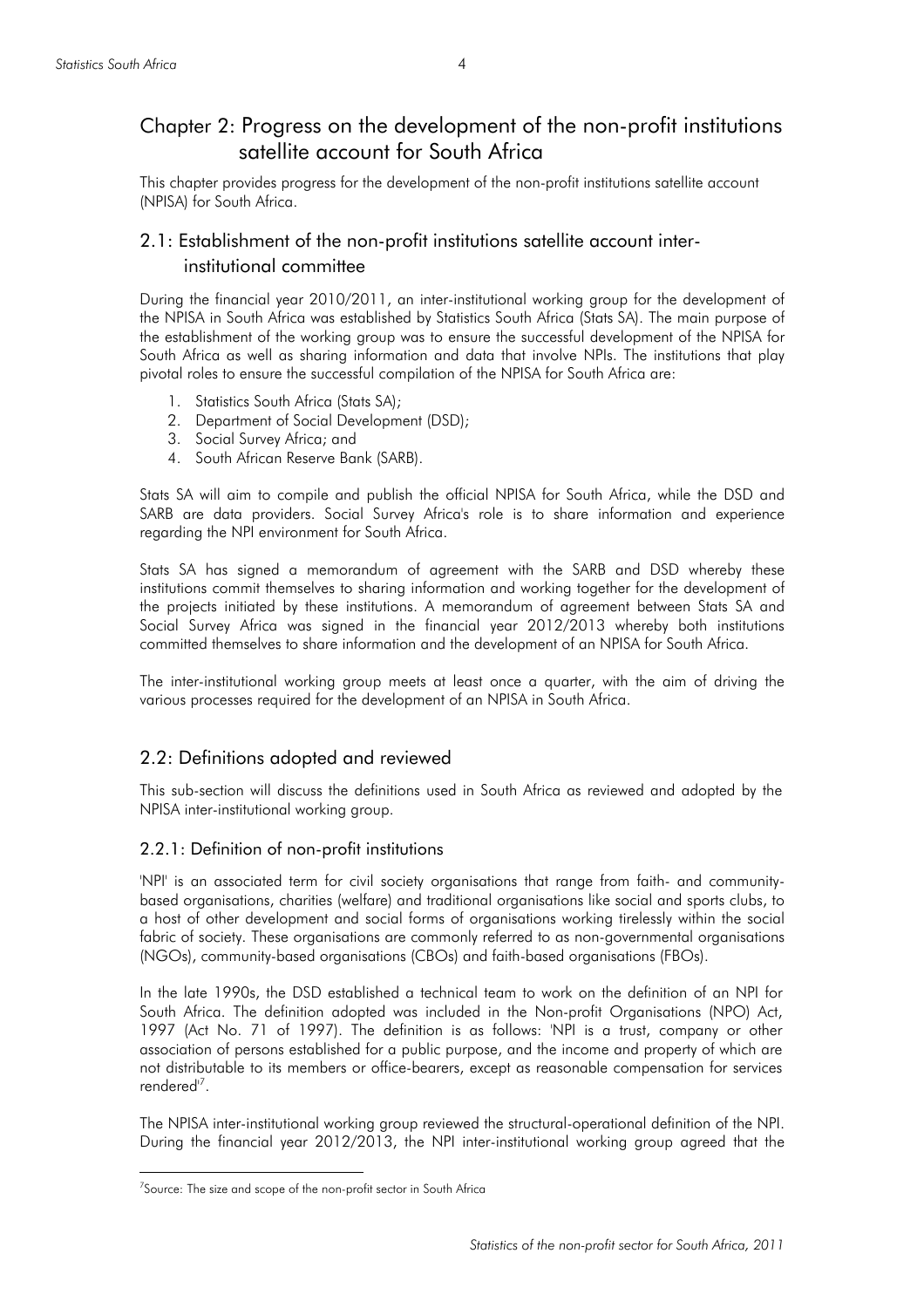# Chapter 2: Progress on the development of the non-profit institutions satellite account for South Africa

This chapter provides progress for the development of the non-profit institutions satellite account (NPISA) for South Africa.

## 2.1: Establishment of the non-profit institutions satellite account inter-institutional committee

During the financial year 2010/2011, an inter-institutional working group for the development of the NPISA in South Africa was established by Statistics South Africa (Stats SA). The main purpose of the establishment of the working group was to ensure the successful development of the NPISA for South Africa as well as sharing information and data that involve NPIs. The institutions that play pivotal roles to ensure the successful compilation of the NPISA for South Africa are:

1. Statistics South Africa (Stats SA);
2. Department of Social Development (DSD);
3. Social Survey Africa; and
4. South African Reserve Bank (SARB).

Stats SA will aim to compile and publish the official NPISA for South Africa, while the DSD and SARB are data providers. Social Survey Africa's role is to share information and experience regarding the NPI environment for South Africa.

Stats SA has signed a memorandum of agreement with the SARB and DSD whereby these institutions commit themselves to sharing information and working together for the development of the projects initiated by these institutions. A memorandum of agreement between Stats SA and Social Survey Africa was signed in the financial year 2012/2013 whereby both institutions committed themselves to share information and the development of an NPISA for South Africa.

The inter-institutional working group meets at least once a quarter, with the aim of driving the various processes required for the development of an NPISA in South Africa.

## 2.2: Definitions adopted and reviewed

This sub-section will discuss the definitions used in South Africa as reviewed and adopted by the NPISA inter-institutional working group.

### 2.2.1: Definition of non-profit institutions

'NPI' is an associated term for civil society organisations that range from faith- and community-based organisations, charities (welfare) and traditional organisations like social and sports clubs, to a host of other development and social forms of organisations working tirelessly within the social fabric of society. These organisations are commonly referred to as non-governmental organisations (NGOs), community-based organisations (CBOs) and faith-based organisations (FBOs).

In the late 1990s, the DSD established a technical team to work on the definition of an NPI for South Africa. The definition adopted was included in the Non-profit Organisations (NPO) Act, 1997 (Act No. 71 of 1997). The definition is as follows: 'NPI is a trust, company or other association of persons established for a public purpose, and the income and property of which are not distributable to its members or office-bearers, except as reasonable compensation for services rendered'[7].

The NPISA inter-institutional working group reviewed the structural-operational definition of the NPI. During the financial year 2012/2013, the NPI inter-institutional working group agreed that the

[7] Source: The size and scope of the non-profit sector in South Africa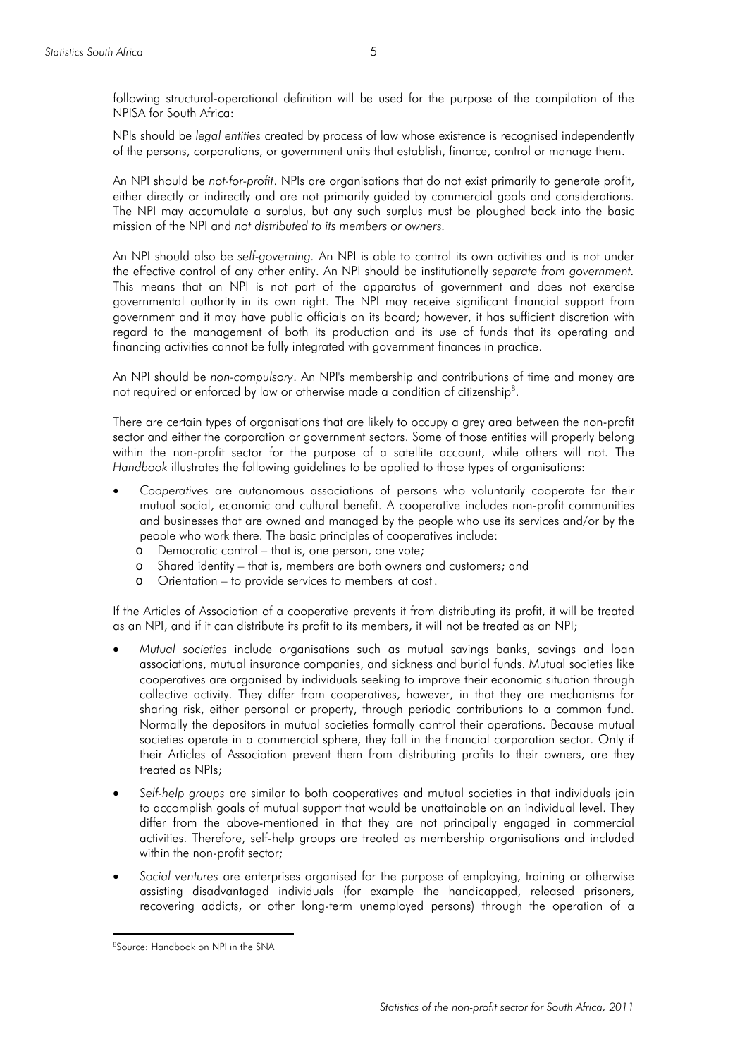following structural-operational definition will be used for the purpose of the compilation of the NPISA for South Africa:

NPIs should be *legal entities* created by process of law whose existence is recognised independently of the persons, corporations, or government units that establish, finance, control or manage them.

An NPI should be *not-for-profit*. NPIs are organisations that do not exist primarily to generate profit, either directly or indirectly and are not primarily guided by commercial goals and considerations. The NPI may accumulate a surplus, but any such surplus must be ploughed back into the basic mission of the NPI and *not distributed to its members or owners.*

An NPI should also be *self-governing.* An NPI is able to control its own activities and is not under the effective control of any other entity. An NPI should be institutionally *separate from government.* This means that an NPI is not part of the apparatus of government and does not exercise governmental authority in its own right. The NPI may receive significant financial support from government and it may have public officials on its board; however, it has sufficient discretion with regard to the management of both its production and its use of funds that its operating and financing activities cannot be fully integrated with government finances in practice.

An NPI should be *non-compulsory*. An NPI's membership and contributions of time and money are not required or enforced by law or otherwise made a condition of citizenship[8].

There are certain types of organisations that are likely to occupy a grey area between the non-profit sector and either the corporation or government sectors. Some of those entities will properly belong within the non-profit sector for the purpose of a satellite account, while others will not. The *Handbook* illustrates the following guidelines to be applied to those types of organisations:

- *Cooperatives* are autonomous associations of persons who voluntarily cooperate for their mutual social, economic and cultural benefit. A cooperative includes non-profit communities and businesses that are owned and managed by the people who use its services and/or by the people who work there. The basic principles of cooperatives include:
  - Democratic control – that is, one person, one vote;
  - Shared identity – that is, members are both owners and customers; and
  - Orientation – to provide services to members 'at cost'.

If the Articles of Association of a cooperative prevents it from distributing its profit, it will be treated as an NPI, and if it can distribute its profit to its members, it will not be treated as an NPI;

- *Mutual societies* include organisations such as mutual savings banks, savings and loan associations, mutual insurance companies, and sickness and burial funds. Mutual societies like cooperatives are organised by individuals seeking to improve their economic situation through collective activity. They differ from cooperatives, however, in that they are mechanisms for sharing risk, either personal or property, through periodic contributions to a common fund. Normally the depositors in mutual societies formally control their operations. Because mutual societies operate in a commercial sphere, they fall in the financial corporation sector. Only if their Articles of Association prevent them from distributing profits to their owners, are they treated as NPIs;
- *Self-help groups* are similar to both cooperatives and mutual societies in that individuals join to accomplish goals of mutual support that would be unattainable on an individual level. They differ from the above-mentioned in that they are not principally engaged in commercial activities. Therefore, self-help groups are treated as membership organisations and included within the non-profit sector;
- *Social ventures* are enterprises organised for the purpose of employing, training or otherwise assisting disadvantaged individuals (for example the handicapped, released prisoners, recovering addicts, or other long-term unemployed persons) through the operation of a

[8] Source: Handbook on NPI in the SNA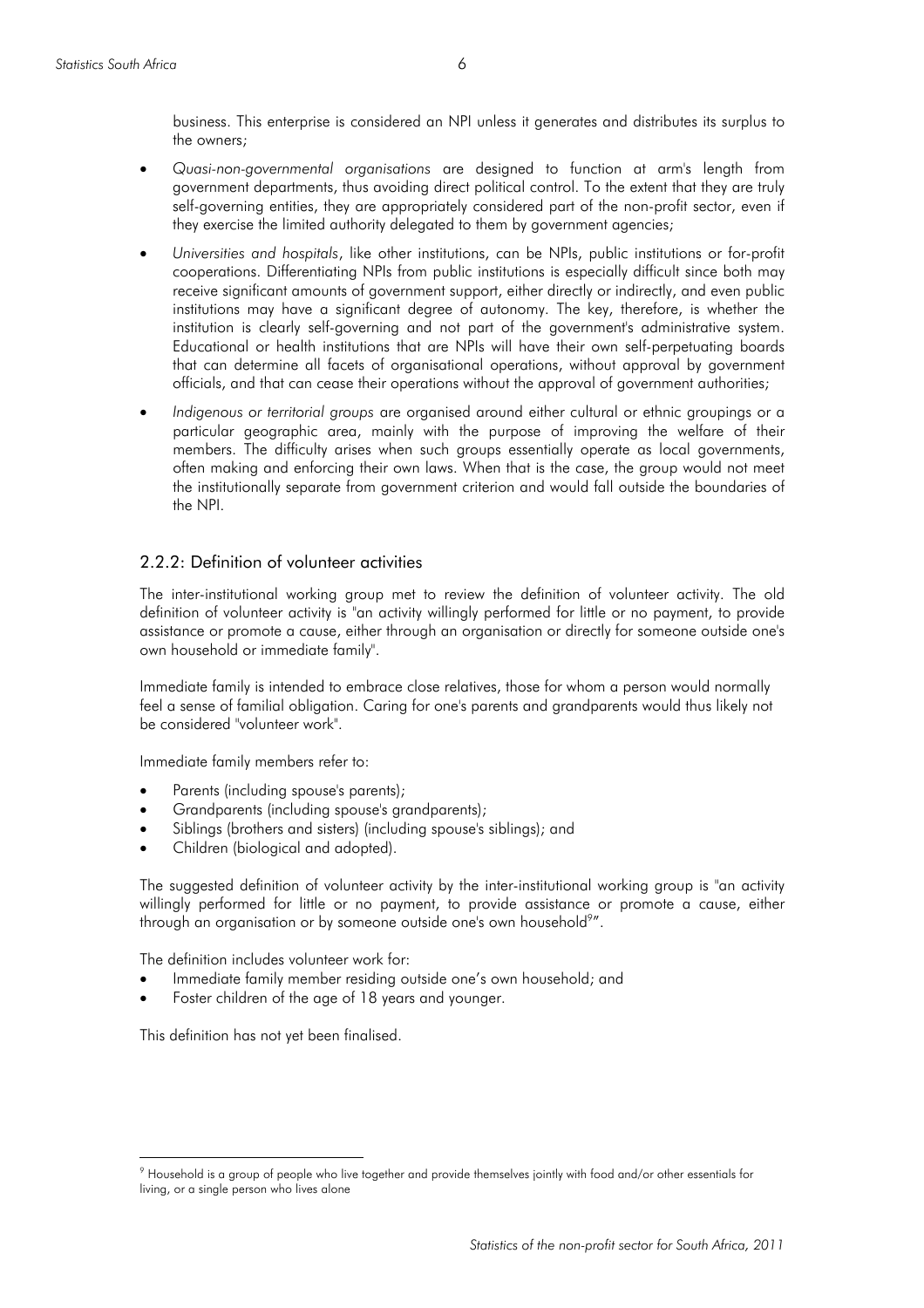business. This enterprise is considered an NPI unless it generates and distributes its surplus to the owners;

- *Quasi-non-governmental organisations* are designed to function at arm's length from government departments, thus avoiding direct political control. To the extent that they are truly self-governing entities, they are appropriately considered part of the non-profit sector, even if they exercise the limited authority delegated to them by government agencies;
- *Universities and hospitals*, like other institutions, can be NPIs, public institutions or for-profit cooperations. Differentiating NPIs from public institutions is especially difficult since both may receive significant amounts of government support, either directly or indirectly, and even public institutions may have a significant degree of autonomy. The key, therefore, is whether the institution is clearly self-governing and not part of the government's administrative system. Educational or health institutions that are NPIs will have their own self-perpetuating boards that can determine all facets of organisational operations, without approval by government officials, and that can cease their operations without the approval of government authorities;
- *Indigenous or territorial groups* are organised around either cultural or ethnic groupings or a particular geographic area, mainly with the purpose of improving the welfare of their members. The difficulty arises when such groups essentially operate as local governments, often making and enforcing their own laws. When that is the case, the group would not meet the institutionally separate from government criterion and would fall outside the boundaries of the NPI.

### 2.2.2: Definition of volunteer activities

The inter-institutional working group met to review the definition of volunteer activity. The old definition of volunteer activity is "an activity willingly performed for little or no payment, to provide assistance or promote a cause, either through an organisation or directly for someone outside one's own household or immediate family".

Immediate family is intended to embrace close relatives, those for whom a person would normally feel a sense of familial obligation. Caring for one's parents and grandparents would thus likely not be considered "volunteer work".

Immediate family members refer to:

- Parents (including spouse's parents);
- Grandparents (including spouse's grandparents);
- Siblings (brothers and sisters) (including spouse's siblings); and
- Children (biological and adopted).

The suggested definition of volunteer activity by the inter-institutional working group is "an activity willingly performed for little or no payment, to provide assistance or promote a cause, either through an organisation or by someone outside one's own household[9]".

The definition includes volunteer work for:

- Immediate family member residing outside one's own household; and
- Foster children of the age of 18 years and younger.

This definition has not yet been finalised.

[9] Household is a group of people who live together and provide themselves jointly with food and/or other essentials for living, or a single person who lives alone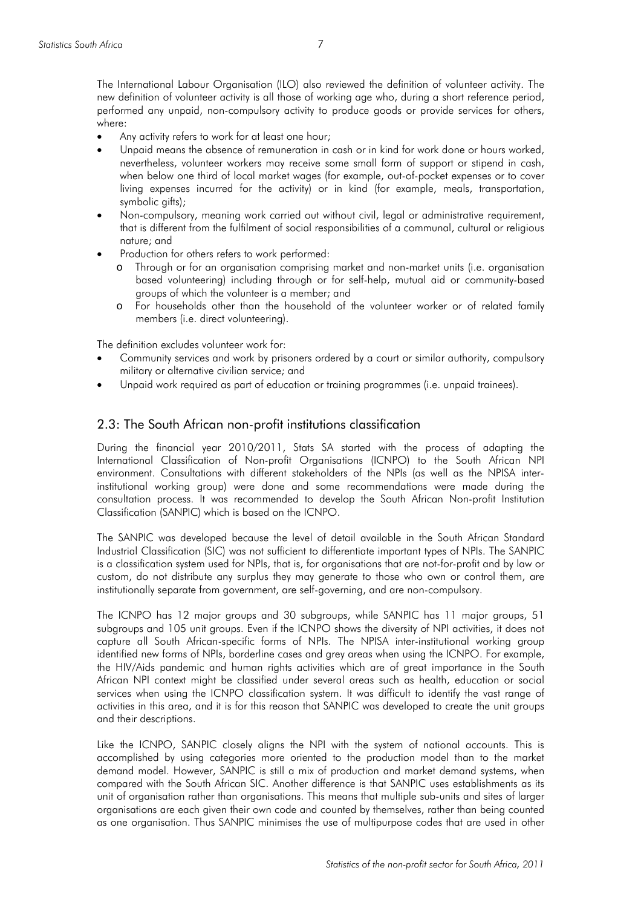The International Labour Organisation (ILO) also reviewed the definition of volunteer activity. The new definition of volunteer activity is all those of working age who, during a short reference period, performed any unpaid, non-compulsory activity to produce goods or provide services for others, where:

- Any activity refers to work for at least one hour;
- Unpaid means the absence of remuneration in cash or in kind for work done or hours worked, nevertheless, volunteer workers may receive some small form of support or stipend in cash, when below one third of local market wages (for example, out-of-pocket expenses or to cover living expenses incurred for the activity) or in kind (for example, meals, transportation, symbolic gifts);
- Non-compulsory, meaning work carried out without civil, legal or administrative requirement, that is different from the fulfilment of social responsibilities of a communal, cultural or religious nature; and
- Production for others refers to work performed:
  - Through or for an organisation comprising market and non-market units (i.e. organisation based volunteering) including through or for self-help, mutual aid or community-based groups of which the volunteer is a member; and
  - For households other than the household of the volunteer worker or of related family members (i.e. direct volunteering).

The definition excludes volunteer work for:

- Community services and work by prisoners ordered by a court or similar authority, compulsory military or alternative civilian service; and
- Unpaid work required as part of education or training programmes (i.e. unpaid trainees).

## 2.3: The South African non-profit institutions classification

During the financial year 2010/2011, Stats SA started with the process of adapting the International Classification of Non-profit Organisations (ICNPO) to the South African NPI environment. Consultations with different stakeholders of the NPIs (as well as the NPISA inter-institutional working group) were done and some recommendations were made during the consultation process. It was recommended to develop the South African Non-profit Institution Classification (SANPIC) which is based on the ICNPO.

The SANPIC was developed because the level of detail available in the South African Standard Industrial Classification (SIC) was not sufficient to differentiate important types of NPIs. The SANPIC is a classification system used for NPIs, that is, for organisations that are not-for-profit and by law or custom, do not distribute any surplus they may generate to those who own or control them, are institutionally separate from government, are self-governing, and are non-compulsory.

The ICNPO has 12 major groups and 30 subgroups, while SANPIC has 11 major groups, 51 subgroups and 105 unit groups. Even if the ICNPO shows the diversity of NPI activities, it does not capture all South African-specific forms of NPIs. The NPISA inter-institutional working group identified new forms of NPIs, borderline cases and grey areas when using the ICNPO. For example, the HIV/Aids pandemic and human rights activities which are of great importance in the South African NPI context might be classified under several areas such as health, education or social services when using the ICNPO classification system. It was difficult to identify the vast range of activities in this area, and it is for this reason that SANPIC was developed to create the unit groups and their descriptions.

Like the ICNPO, SANPIC closely aligns the NPI with the system of national accounts. This is accomplished by using categories more oriented to the production model than to the market demand model. However, SANPIC is still a mix of production and market demand systems, when compared with the South African SIC. Another difference is that SANPIC uses establishments as its unit of organisation rather than organisations. This means that multiple sub-units and sites of larger organisations are each given their own code and counted by themselves, rather than being counted as one organisation. Thus SANPIC minimises the use of multipurpose codes that are used in other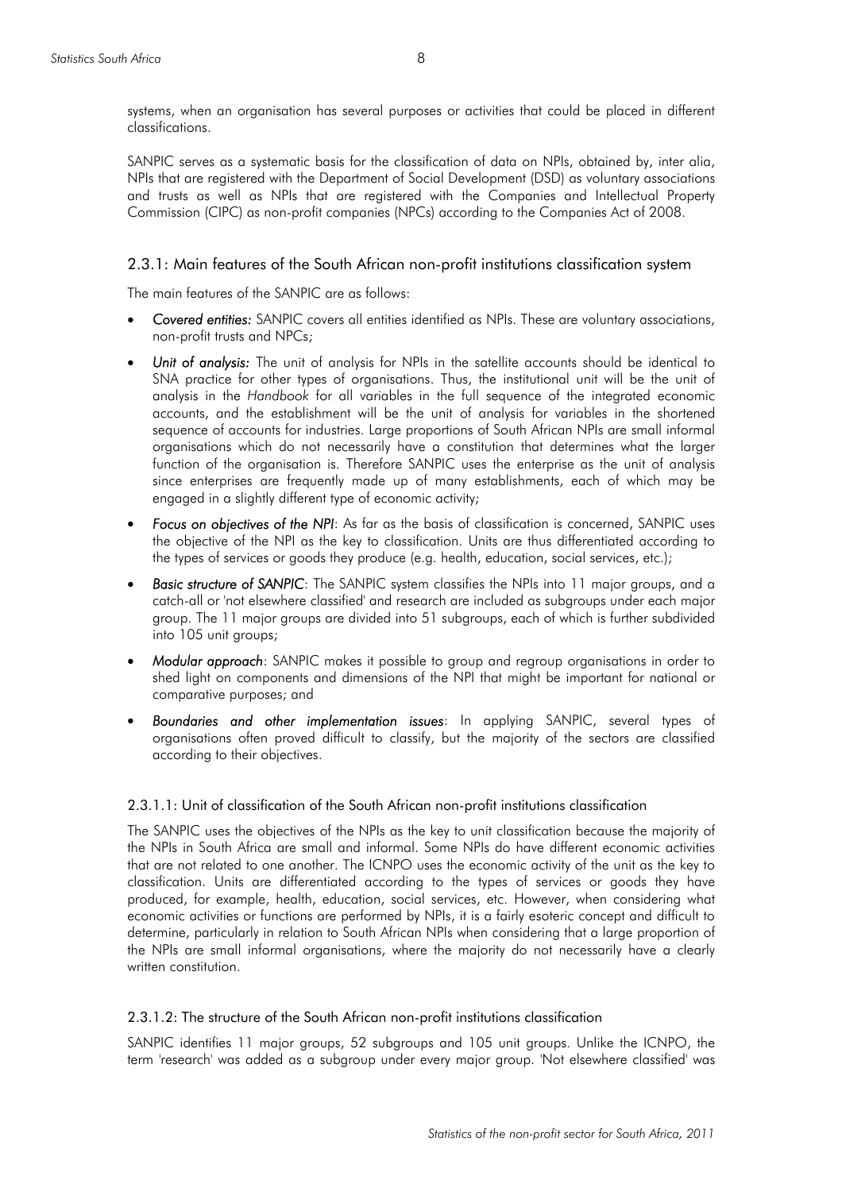systems, when an organisation has several purposes or activities that could be placed in different classifications.

SANPIC serves as a systematic basis for the classification of data on NPIs, obtained by, inter alia, NPIs that are registered with the Department of Social Development (DSD) as voluntary associations and trusts as well as NPIs that are registered with the Companies and Intellectual Property Commission (CIPC) as non-profit companies (NPCs) according to the Companies Act of 2008.

### 2.3.1: Main features of the South African non-profit institutions classification system

The main features of the SANPIC are as follows:

- ***Covered entities:*** SANPIC covers all entities identified as NPIs. These are voluntary associations, non-profit trusts and NPCs;
- ***Unit of analysis:*** The unit of analysis for NPIs in the satellite accounts should be identical to SNA practice for other types of organisations. Thus, the institutional unit will be the unit of analysis in the *Handbook* for all variables in the full sequence of the integrated economic accounts, and the establishment will be the unit of analysis for variables in the shortened sequence of accounts for industries. Large proportions of South African NPIs are small informal organisations which do not necessarily have a constitution that determines what the larger function of the organisation is. Therefore SANPIC uses the enterprise as the unit of analysis since enterprises are frequently made up of many establishments, each of which may be engaged in a slightly different type of economic activity;
- ***Focus on objectives of the NPI***: As far as the basis of classification is concerned, SANPIC uses the objective of the NPI as the key to classification. Units are thus differentiated according to the types of services or goods they produce (e.g. health, education, social services, etc.);
- ***Basic structure of SANPIC***: The SANPIC system classifies the NPIs into 11 major groups, and a catch-all or 'not elsewhere classified' and research are included as subgroups under each major group. The 11 major groups are divided into 51 subgroups, each of which is further subdivided into 105 unit groups;
- ***Modular approach***: SANPIC makes it possible to group and regroup organisations in order to shed light on components and dimensions of the NPI that might be important for national or comparative purposes; and
- ***Boundaries and other implementation issues***: In applying SANPIC, several types of organisations often proved difficult to classify, but the majority of the sectors are classified according to their objectives.

#### 2.3.1.1: Unit of classification of the South African non-profit institutions classification

The SANPIC uses the objectives of the NPIs as the key to unit classification because the majority of the NPIs in South Africa are small and informal. Some NPIs do have different economic activities that are not related to one another. The ICNPO uses the economic activity of the unit as the key to classification. Units are differentiated according to the types of services or goods they have produced, for example, health, education, social services, etc. However, when considering what economic activities or functions are performed by NPIs, it is a fairly esoteric concept and difficult to determine, particularly in relation to South African NPIs when considering that a large proportion of the NPIs are small informal organisations, where the majority do not necessarily have a clearly written constitution.

#### 2.3.1.2: The structure of the South African non-profit institutions classification

SANPIC identifies 11 major groups, 52 subgroups and 105 unit groups. Unlike the ICNPO, the term 'research' was added as a subgroup under every major group. 'Not elsewhere classified' was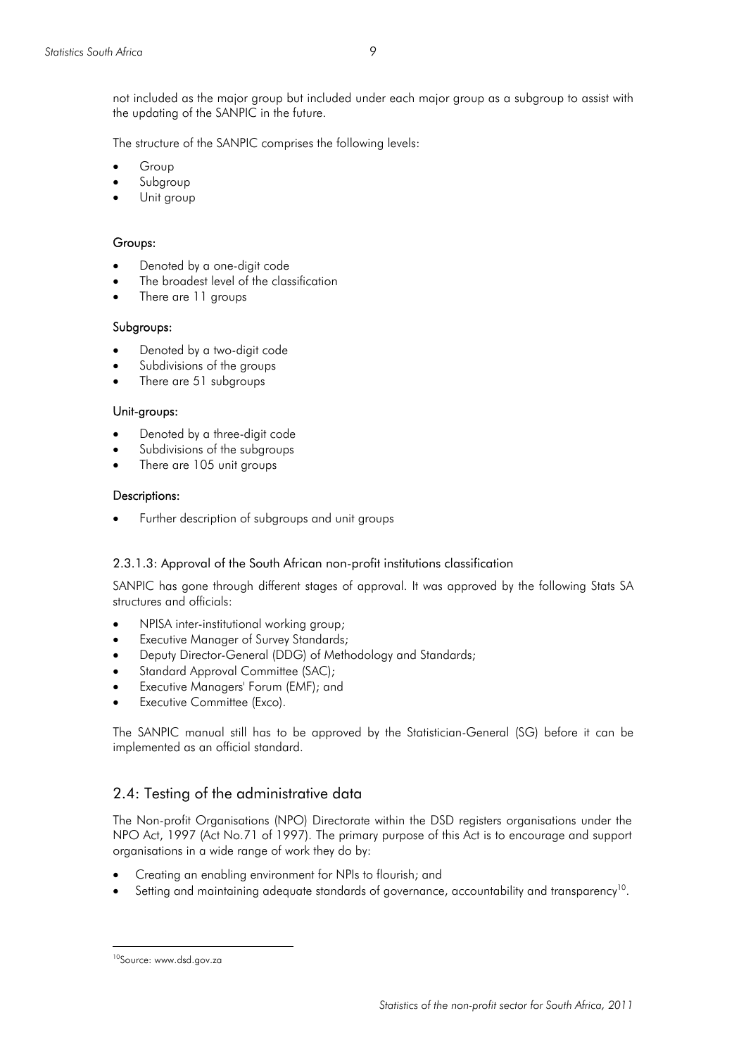not included as the major group but included under each major group as a subgroup to assist with the updating of the SANPIC in the future.

The structure of the SANPIC comprises the following levels:

- Group
- Subgroup
- Unit group

**Groups:**

- Denoted by a one-digit code
- The broadest level of the classification
- There are 11 groups

**Subgroups:**

- Denoted by a two-digit code
- Subdivisions of the groups
- There are 51 subgroups

**Unit-groups:**

- Denoted by a three-digit code
- Subdivisions of the subgroups
- There are 105 unit groups

**Descriptions:**

- Further description of subgroups and unit groups

#### 2.3.1.3: Approval of the South African non-profit institutions classification

SANPIC has gone through different stages of approval. It was approved by the following Stats SA structures and officials:

- NPISA inter-institutional working group;
- Executive Manager of Survey Standards;
- Deputy Director-General (DDG) of Methodology and Standards;
- Standard Approval Committee (SAC);
- Executive Managers' Forum (EMF); and
- Executive Committee (Exco).

The SANPIC manual still has to be approved by the Statistician-General (SG) before it can be implemented as an official standard.

## 2.4: Testing of the administrative data

The Non-profit Organisations (NPO) Directorate within the DSD registers organisations under the NPO Act, 1997 (Act No.71 of 1997). The primary purpose of this Act is to encourage and support organisations in a wide range of work they do by:

- Creating an enabling environment for NPIs to flourish; and
- Setting and maintaining adequate standards of governance, accountability and transparency[10].

---

[10]Source: www.dsd.gov.za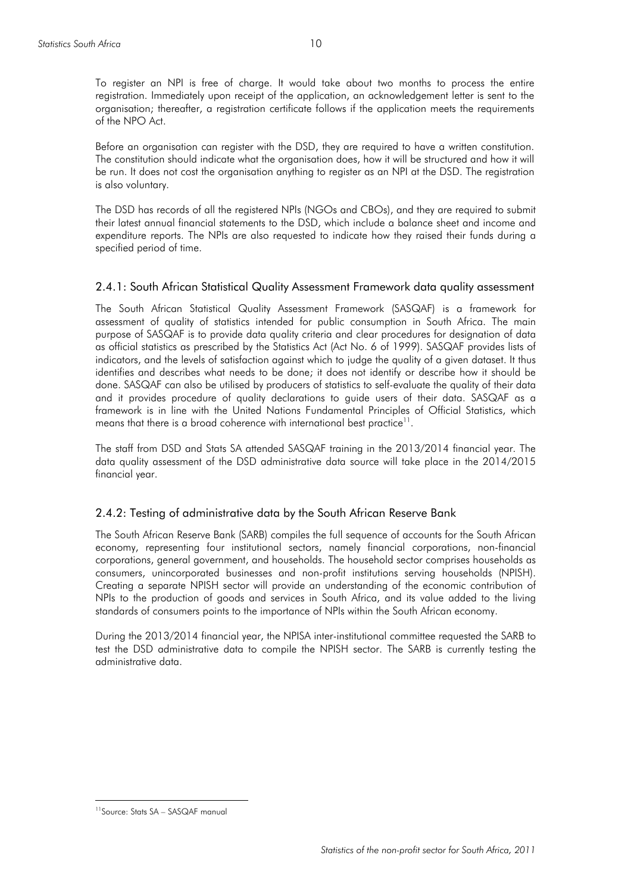To register an NPI is free of charge. It would take about two months to process the entire registration. Immediately upon receipt of the application, an acknowledgement letter is sent to the organisation; thereafter, a registration certificate follows if the application meets the requirements of the NPO Act.

Before an organisation can register with the DSD, they are required to have a written constitution. The constitution should indicate what the organisation does, how it will be structured and how it will be run. It does not cost the organisation anything to register as an NPI at the DSD. The registration is also voluntary.

The DSD has records of all the registered NPIs (NGOs and CBOs), and they are required to submit their latest annual financial statements to the DSD, which include a balance sheet and income and expenditure reports. The NPIs are also requested to indicate how they raised their funds during a specified period of time.

### 2.4.1: South African Statistical Quality Assessment Framework data quality assessment

The South African Statistical Quality Assessment Framework (SASQAF) is a framework for assessment of quality of statistics intended for public consumption in South Africa. The main purpose of SASQAF is to provide data quality criteria and clear procedures for designation of data as official statistics as prescribed by the Statistics Act (Act No. 6 of 1999). SASQAF provides lists of indicators, and the levels of satisfaction against which to judge the quality of a given dataset. It thus identifies and describes what needs to be done; it does not identify or describe how it should be done. SASQAF can also be utilised by producers of statistics to self-evaluate the quality of their data and it provides procedure of quality declarations to guide users of their data. SASQAF as a framework is in line with the United Nations Fundamental Principles of Official Statistics, which means that there is a broad coherence with international best practice[11].

The staff from DSD and Stats SA attended SASQAF training in the 2013/2014 financial year. The data quality assessment of the DSD administrative data source will take place in the 2014/2015 financial year.

### 2.4.2: Testing of administrative data by the South African Reserve Bank

The South African Reserve Bank (SARB) compiles the full sequence of accounts for the South African economy, representing four institutional sectors, namely financial corporations, non-financial corporations, general government, and households. The household sector comprises households as consumers, unincorporated businesses and non-profit institutions serving households (NPISH). Creating a separate NPISH sector will provide an understanding of the economic contribution of NPIs to the production of goods and services in South Africa, and its value added to the living standards of consumers points to the importance of NPIs within the South African economy.

During the 2013/2014 financial year, the NPISA inter-institutional committee requested the SARB to test the DSD administrative data to compile the NPISH sector. The SARB is currently testing the administrative data.

[11] Source: Stats SA – SASQAF manual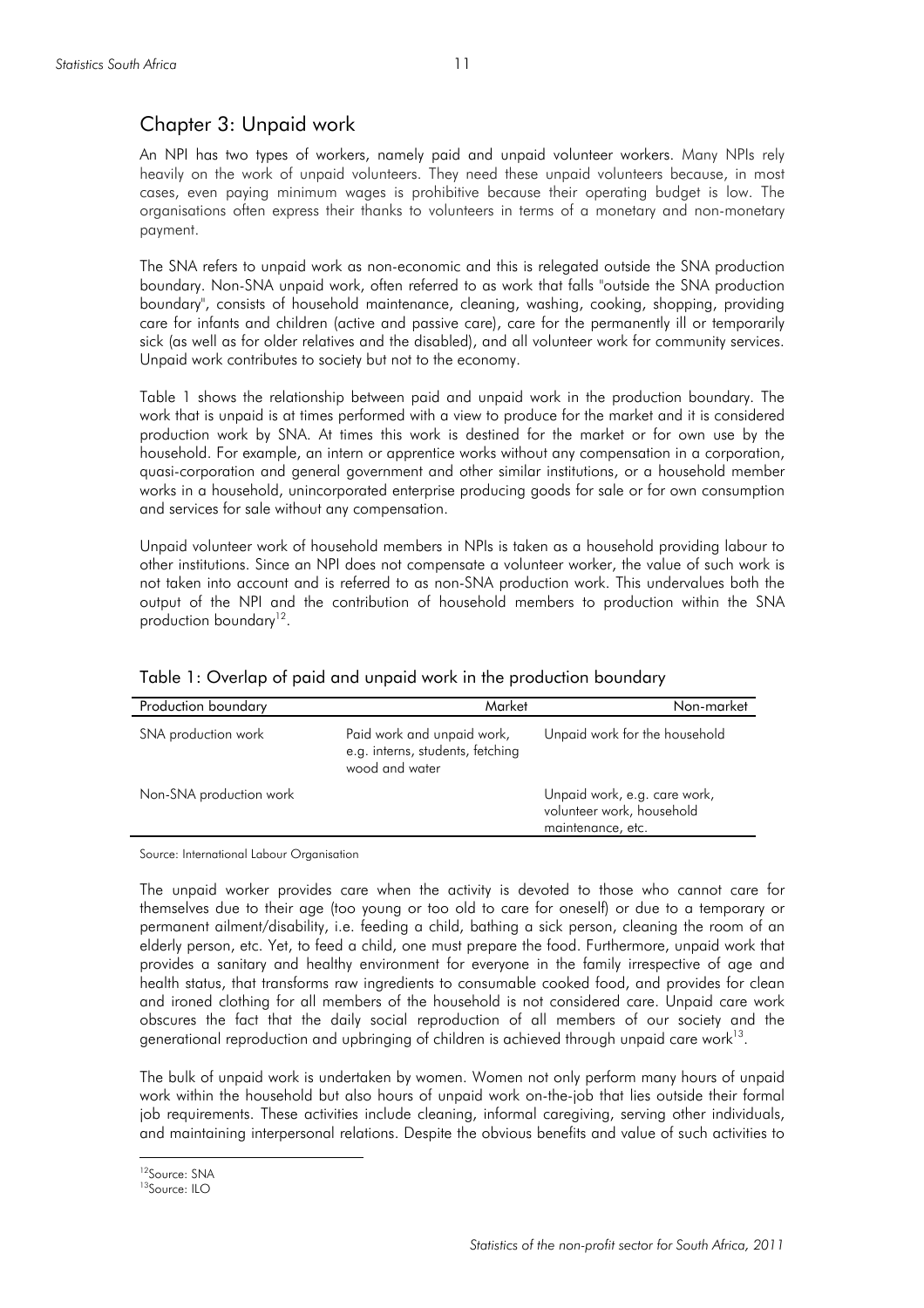## Chapter 3: Unpaid work

An NPI has two types of workers, namely paid and unpaid volunteer workers. Many NPIs rely heavily on the work of unpaid volunteers. They need these unpaid volunteers because, in most cases, even paying minimum wages is prohibitive because their operating budget is low. The organisations often express their thanks to volunteers in terms of a monetary and non-monetary payment.

The SNA refers to unpaid work as non-economic and this is relegated outside the SNA production boundary. Non-SNA unpaid work, often referred to as work that falls "outside the SNA production boundary", consists of household maintenance, cleaning, washing, cooking, shopping, providing care for infants and children (active and passive care), care for the permanently ill or temporarily sick (as well as for older relatives and the disabled), and all volunteer work for community services. Unpaid work contributes to society but not to the economy.

Table 1 shows the relationship between paid and unpaid work in the production boundary. The work that is unpaid is at times performed with a view to produce for the market and it is considered production work by SNA. At times this work is destined for the market or for own use by the household. For example, an intern or apprentice works without any compensation in a corporation, quasi-corporation and general government and other similar institutions, or a household member works in a household, unincorporated enterprise producing goods for sale or for own consumption and services for sale without any compensation.

Unpaid volunteer work of household members in NPIs is taken as a household providing labour to other institutions. Since an NPI does not compensate a volunteer worker, the value of such work is not taken into account and is referred to as non-SNA production work. This undervalues both the output of the NPI and the contribution of household members to production within the SNA production boundary[12].

Table 1: Overlap of paid and unpaid work in the production boundary

| Production boundary | Market | Non-market |
|---|---|---|
| SNA production work | Paid work and unpaid work, e.g. interns, students, fetching wood and water | Unpaid work for the household |
| Non-SNA production work | | Unpaid work, e.g. care work, volunteer work, household maintenance, etc. |

Source: International Labour Organisation

The unpaid worker provides care when the activity is devoted to those who cannot care for themselves due to their age (too young or too old to care for oneself) or due to a temporary or permanent ailment/disability, i.e. feeding a child, bathing a sick person, cleaning the room of an elderly person, etc. Yet, to feed a child, one must prepare the food. Furthermore, unpaid work that provides a sanitary and healthy environment for everyone in the family irrespective of age and health status, that transforms raw ingredients to consumable cooked food, and provides for clean and ironed clothing for all members of the household is not considered care. Unpaid care work obscures the fact that the daily social reproduction of all members of our society and the generational reproduction and upbringing of children is achieved through unpaid care work[13].

The bulk of unpaid work is undertaken by women. Women not only perform many hours of unpaid work within the household but also hours of unpaid work on-the-job that lies outside their formal job requirements. These activities include cleaning, informal caregiving, serving other individuals, and maintaining interpersonal relations. Despite the obvious benefits and value of such activities to

[12] Source: SNA

[13] Source: ILO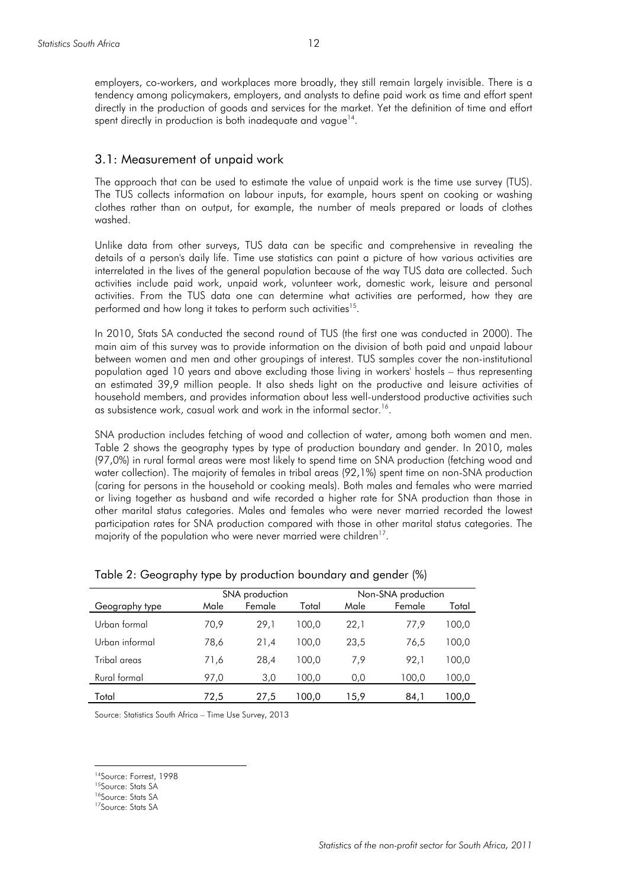employers, co-workers, and workplaces more broadly, they still remain largely invisible. There is a tendency among policymakers, employers, and analysts to define paid work as time and effort spent directly in the production of goods and services for the market. Yet the definition of time and effort spent directly in production is both inadequate and vague[14].

## 3.1: Measurement of unpaid work

The approach that can be used to estimate the value of unpaid work is the time use survey (TUS). The TUS collects information on labour inputs, for example, hours spent on cooking or washing clothes rather than on output, for example, the number of meals prepared or loads of clothes washed.

Unlike data from other surveys, TUS data can be specific and comprehensive in revealing the details of a person's daily life. Time use statistics can paint a picture of how various activities are interrelated in the lives of the general population because of the way TUS data are collected. Such activities include paid work, unpaid work, volunteer work, domestic work, leisure and personal activities. From the TUS data one can determine what activities are performed, how they are performed and how long it takes to perform such activities[15].

In 2010, Stats SA conducted the second round of TUS (the first one was conducted in 2000). The main aim of this survey was to provide information on the division of both paid and unpaid labour between women and men and other groupings of interest. TUS samples cover the non-institutional population aged 10 years and above excluding those living in workers' hostels – thus representing an estimated 39,9 million people. It also sheds light on the productive and leisure activities of household members, and provides information about less well-understood productive activities such as subsistence work, casual work and work in the informal sector.[16].

SNA production includes fetching of wood and collection of water, among both women and men. Table 2 shows the geography types by type of production boundary and gender. In 2010, males (97,0%) in rural formal areas were most likely to spend time on SNA production (fetching wood and water collection). The majority of females in tribal areas (92,1%) spent time on non-SNA production (caring for persons in the household or cooking meals). Both males and females who were married or living together as husband and wife recorded a higher rate for SNA production than those in other marital status categories. Males and females who were never married recorded the lowest participation rates for SNA production compared with those in other marital status categories. The majority of the population who were never married were children[17].

Table 2: Geography type by production boundary and gender (%)

| Geography type | SNA production | | | Non-SNA production | | |
|---|---|---|---|---|---|---|
| | Male | Female | Total | Male | Female | Total |
| Urban formal | 70,9 | 29,1 | 100,0 | 22,1 | 77,9 | 100,0 |
| Urban informal | 78,6 | 21,4 | 100,0 | 23,5 | 76,5 | 100,0 |
| Tribal areas | 71,6 | 28,4 | 100,0 | 7,9 | 92,1 | 100,0 |
| Rural formal | 97,0 | 3,0 | 100,0 | 0,0 | 100,0 | 100,0 |
| Total | 72,5 | 27,5 | 100,0 | 15,9 | 84,1 | 100,0 |

Source: Statistics South Africa – Time Use Survey, 2013

[14] Source: Forrest, 1998

[15] Source: Stats SA

[16] Source: Stats SA

[17] Source: Stats SA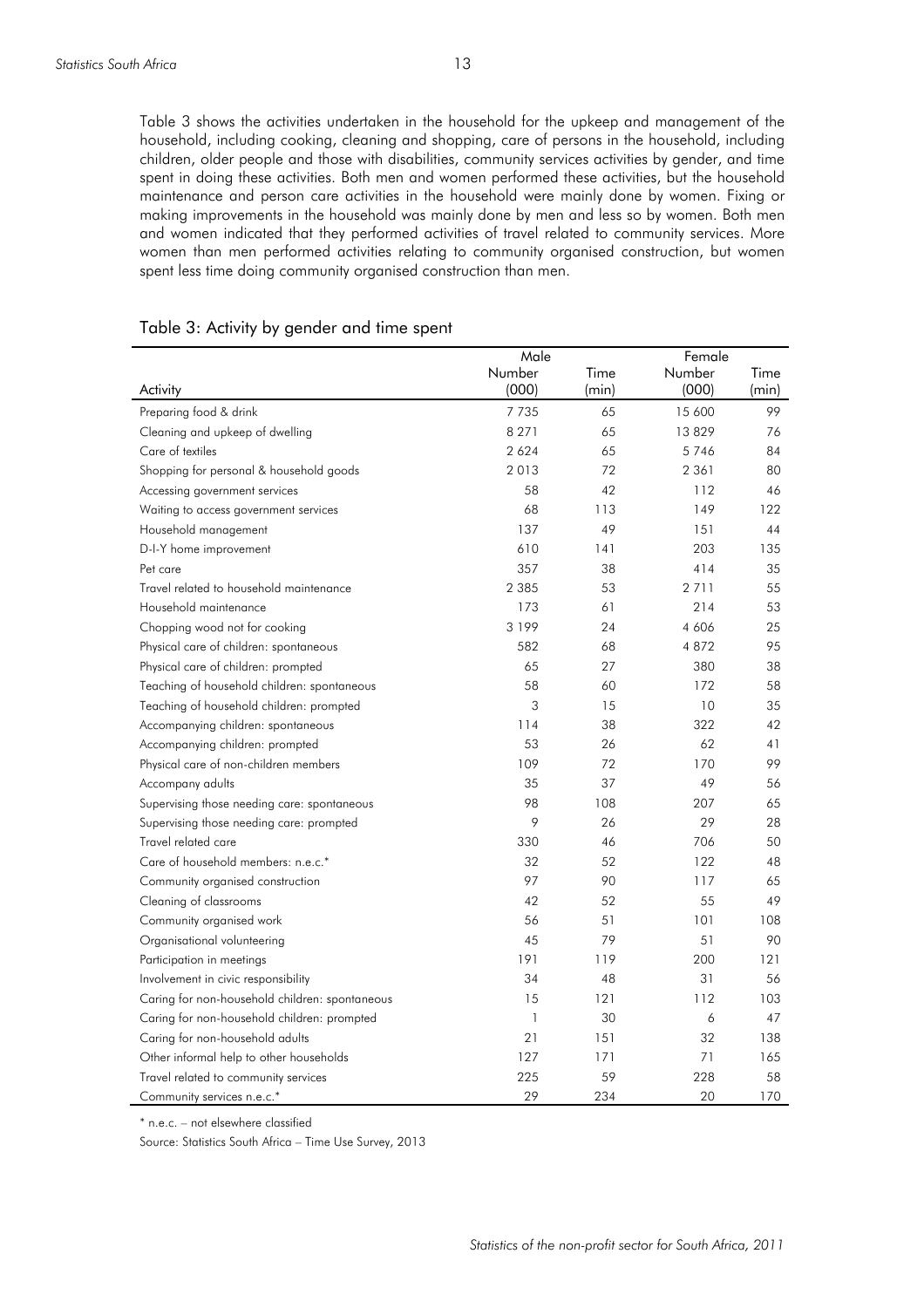Table 3 shows the activities undertaken in the household for the upkeep and management of the household, including cooking, cleaning and shopping, care of persons in the household, including children, older people and those with disabilities, community services activities by gender, and time spent in doing these activities. Both men and women performed these activities, but the household maintenance and person care activities in the household were mainly done by women. Fixing or making improvements in the household was mainly done by men and less so by women. Both men and women indicated that they performed activities of travel related to community services. More women than men performed activities relating to community organised construction, but women spent less time doing community organised construction than men.

Table 3: Activity by gender and time spent

| | Male | | Female | |
|---|---|---|---|---|
| Activity | Number (000) | Time (min) | Number (000) | Time (min) |
| Preparing food & drink | 7 735 | 65 | 15 600 | 99 |
| Cleaning and upkeep of dwelling | 8 271 | 65 | 13 829 | 76 |
| Care of textiles | 2 624 | 65 | 5 746 | 84 |
| Shopping for personal & household goods | 2 013 | 72 | 2 361 | 80 |
| Accessing government services | 58 | 42 | 112 | 46 |
| Waiting to access government services | 68 | 113 | 149 | 122 |
| Household management | 137 | 49 | 151 | 44 |
| D-I-Y home improvement | 610 | 141 | 203 | 135 |
| Pet care | 357 | 38 | 414 | 35 |
| Travel related to household maintenance | 2 385 | 53 | 2 711 | 55 |
| Household maintenance | 173 | 61 | 214 | 53 |
| Chopping wood not for cooking | 3 199 | 24 | 4 606 | 25 |
| Physical care of children: spontaneous | 582 | 68 | 4 872 | 95 |
| Physical care of children: prompted | 65 | 27 | 380 | 38 |
| Teaching of household children: spontaneous | 58 | 60 | 172 | 58 |
| Teaching of household children: prompted | 3 | 15 | 10 | 35 |
| Accompanying children: spontaneous | 114 | 38 | 322 | 42 |
| Accompanying children: prompted | 53 | 26 | 62 | 41 |
| Physical care of non-children members | 109 | 72 | 170 | 99 |
| Accompany adults | 35 | 37 | 49 | 56 |
| Supervising those needing care: spontaneous | 98 | 108 | 207 | 65 |
| Supervising those needing care: prompted | 9 | 26 | 29 | 28 |
| Travel related care | 330 | 46 | 706 | 50 |
| Care of household members: n.e.c.* | 32 | 52 | 122 | 48 |
| Community organised construction | 97 | 90 | 117 | 65 |
| Cleaning of classrooms | 42 | 52 | 55 | 49 |
| Community organised work | 56 | 51 | 101 | 108 |
| Organisational volunteering | 45 | 79 | 51 | 90 |
| Participation in meetings | 191 | 119 | 200 | 121 |
| Involvement in civic responsibility | 34 | 48 | 31 | 56 |
| Caring for non-household children: spontaneous | 15 | 121 | 112 | 103 |
| Caring for non-household children: prompted | 1 | 30 | 6 | 47 |
| Caring for non-household adults | 21 | 151 | 32 | 138 |
| Other informal help to other households | 127 | 171 | 71 | 165 |
| Travel related to community services | 225 | 59 | 228 | 58 |
| Community services n.e.c.* | 29 | 234 | 20 | 170 |

* n.e.c. – not elsewhere classified

Source: Statistics South Africa – Time Use Survey, 2013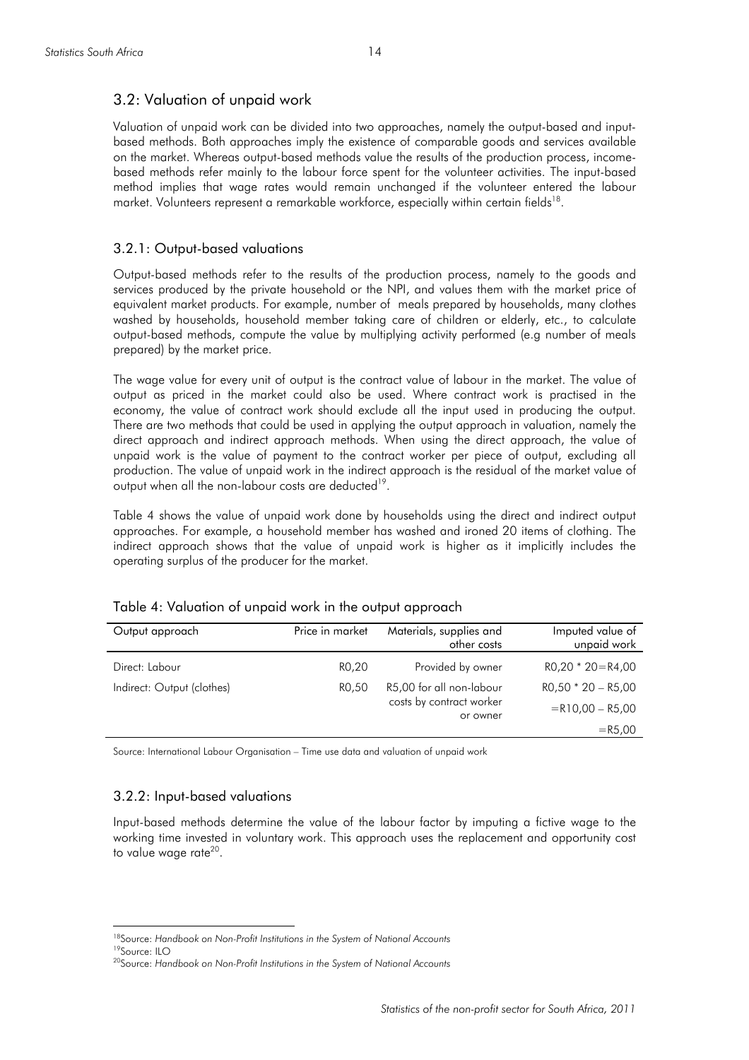## 3.2: Valuation of unpaid work

Valuation of unpaid work can be divided into two approaches, namely the output-based and input-based methods. Both approaches imply the existence of comparable goods and services available on the market. Whereas output-based methods value the results of the production process, income-based methods refer mainly to the labour force spent for the volunteer activities. The input-based method implies that wage rates would remain unchanged if the volunteer entered the labour market. Volunteers represent a remarkable workforce, especially within certain fields[18].

### 3.2.1: Output-based valuations

Output-based methods refer to the results of the production process, namely to the goods and services produced by the private household or the NPI, and values them with the market price of equivalent market products. For example, number of meals prepared by households, many clothes washed by households, household member taking care of children or elderly, etc., to calculate output-based methods, compute the value by multiplying activity performed (e.g number of meals prepared) by the market price.

The wage value for every unit of output is the contract value of labour in the market. The value of output as priced in the market could also be used. Where contract work is practised in the economy, the value of contract work should exclude all the input used in producing the output. There are two methods that could be used in applying the output approach in valuation, namely the direct approach and indirect approach methods. When using the direct approach, the value of unpaid work is the value of payment to the contract worker per piece of output, excluding all production. The value of unpaid work in the indirect approach is the residual of the market value of output when all the non-labour costs are deducted[19].

Table 4 shows the value of unpaid work done by households using the direct and indirect output approaches. For example, a household member has washed and ironed 20 items of clothing. The indirect approach shows that the value of unpaid work is higher as it implicitly includes the operating surplus of the producer for the market.

Table 4: Valuation of unpaid work in the output approach

| Output approach | Price in market | Materials, supplies and other costs | Imputed value of unpaid work |
|---|---|---|---|
| Direct: Labour | R0,20 | Provided by owner | R0,20 * 20=R4,00 |
| Indirect: Output (clothes) | R0,50 | R5,00 for all non-labour costs by contract worker or owner | R0,50 * 20 – R5,00 =R10,00 – R5,00 =R5,00 |

Source: International Labour Organisation – Time use data and valuation of unpaid work

### 3.2.2: Input-based valuations

Input-based methods determine the value of the labour factor by imputing a fictive wage to the working time invested in voluntary work. This approach uses the replacement and opportunity cost to value wage rate[20].

---

[18]Source: *Handbook on Non-Profit Institutions in the System of National Accounts*

[19]Source: ILO

[20]Source: *Handbook on Non-Profit Institutions in the System of National Accounts*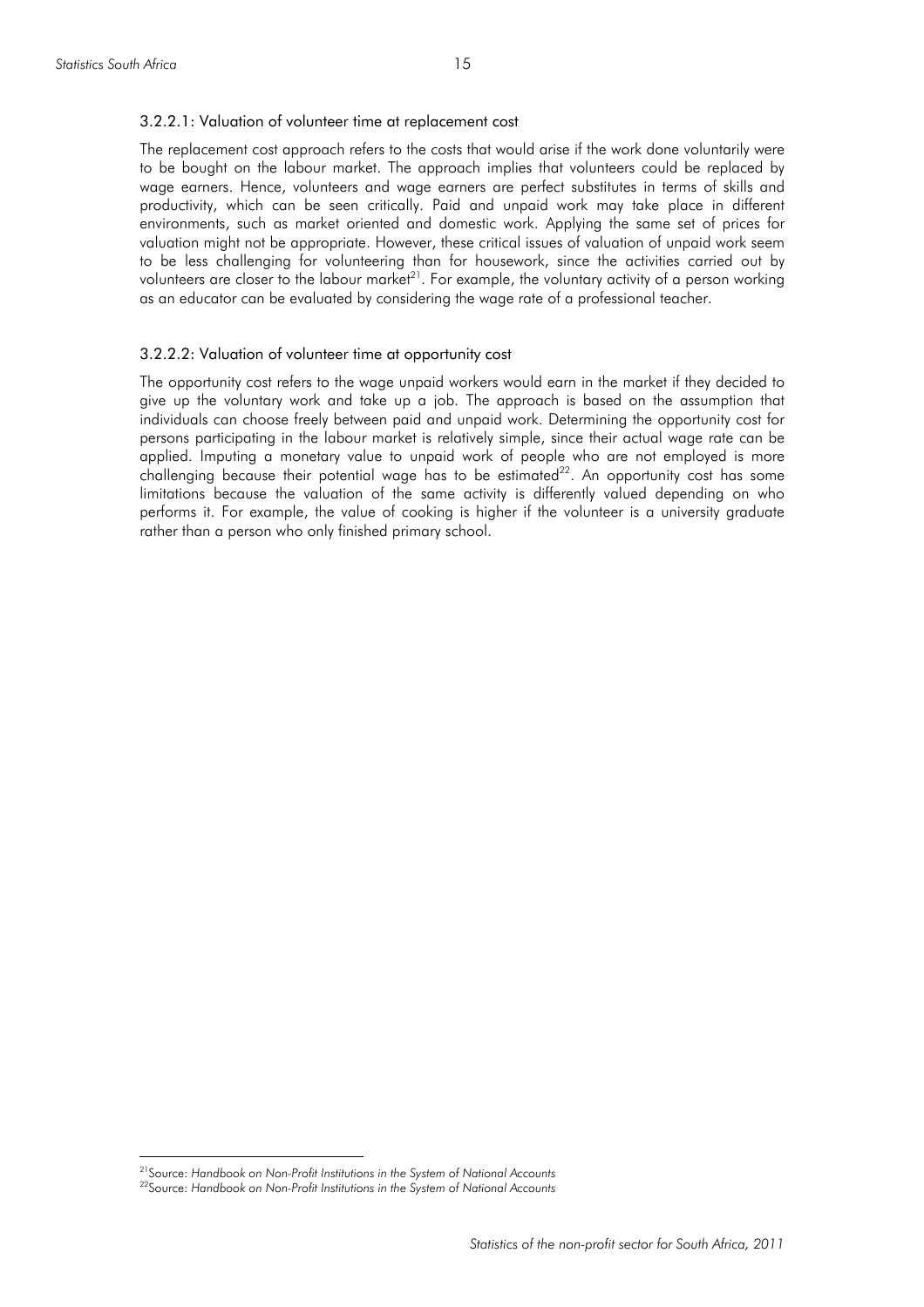#### 3.2.2.1: Valuation of volunteer time at replacement cost

The replacement cost approach refers to the costs that would arise if the work done voluntarily were to be bought on the labour market. The approach implies that volunteers could be replaced by wage earners. Hence, volunteers and wage earners are perfect substitutes in terms of skills and productivity, which can be seen critically. Paid and unpaid work may take place in different environments, such as market oriented and domestic work. Applying the same set of prices for valuation might not be appropriate. However, these critical issues of valuation of unpaid work seem to be less challenging for volunteering than for housework, since the activities carried out by volunteers are closer to the labour market[21]. For example, the voluntary activity of a person working as an educator can be evaluated by considering the wage rate of a professional teacher.

#### 3.2.2.2: Valuation of volunteer time at opportunity cost

The opportunity cost refers to the wage unpaid workers would earn in the market if they decided to give up the voluntary work and take up a job. The approach is based on the assumption that individuals can choose freely between paid and unpaid work. Determining the opportunity cost for persons participating in the labour market is relatively simple, since their actual wage rate can be applied. Imputing a monetary value to unpaid work of people who are not employed is more challenging because their potential wage has to be estimated[22]. An opportunity cost has some limitations because the valuation of the same activity is differently valued depending on who performs it. For example, the value of cooking is higher if the volunteer is a university graduate rather than a person who only finished primary school.

---

[21] Source: *Handbook on Non-Profit Institutions in the System of National Accounts*

[22] Source: *Handbook on Non-Profit Institutions in the System of National Accounts*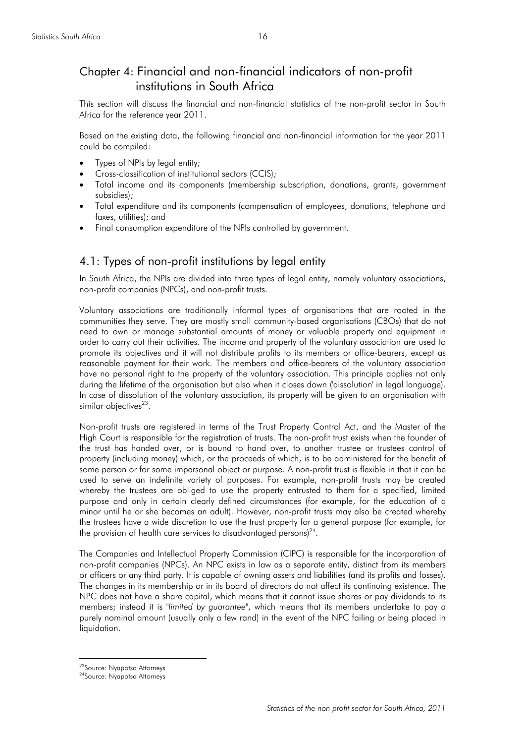# Chapter 4: Financial and non-financial indicators of non-profit institutions in South Africa

This section will discuss the financial and non-financial statistics of the non-profit sector in South Africa for the reference year 2011.

Based on the existing data, the following financial and non-financial information for the year 2011 could be compiled:

- Types of NPIs by legal entity;
- Cross-classification of institutional sectors (CCIS);
- Total income and its components (membership subscription, donations, grants, government subsidies);
- Total expenditure and its components (compensation of employees, donations, telephone and faxes, utilities); and
- Final consumption expenditure of the NPIs controlled by government.

## 4.1: Types of non-profit institutions by legal entity

In South Africa, the NPIs are divided into three types of legal entity, namely voluntary associations, non-profit companies (NPCs), and non-profit trusts.

Voluntary associations are traditionally informal types of organisations that are rooted in the communities they serve. They are mostly small community-based organisations (CBOs) that do not need to own or manage substantial amounts of money or valuable property and equipment in order to carry out their activities. The income and property of the voluntary association are used to promote its objectives and it will not distribute profits to its members or office-bearers, except as reasonable payment for their work. The members and office-bearers of the voluntary association have no personal right to the property of the voluntary association. This principle applies not only during the lifetime of the organisation but also when it closes down ('dissolution' in legal language). In case of dissolution of the voluntary association, its property will be given to an organisation with similar objectives[23].

Non-profit trusts are registered in terms of the Trust Property Control Act, and the Master of the High Court is responsible for the registration of trusts. The non-profit trust exists when the founder of the trust has handed over, or is bound to hand over, to another trustee or trustees control of property (including money) which, or the proceeds of which, is to be administered for the benefit of some person or for some impersonal object or purpose. A non-profit trust is flexible in that it can be used to serve an indefinite variety of purposes. For example, non-profit trusts may be created whereby the trustees are obliged to use the property entrusted to them for a specified, limited purpose and only in certain clearly defined circumstances (for example, for the education of a minor until he or she becomes an adult). However, non-profit trusts may also be created whereby the trustees have a wide discretion to use the trust property for a general purpose (for example, for the provision of health care services to disadvantaged persons)[24].

The Companies and Intellectual Property Commission (CIPC) is responsible for the incorporation of non-profit companies (NPCs). An NPC exists in law as a separate entity, distinct from its members or officers or any third party. It is capable of owning assets and liabilities (and its profits and losses). The changes in its membership or in its board of directors do not affect its continuing existence. The NPC does not have a share capital, which means that it cannot issue shares or pay dividends to its members; instead it is "*limited by guarantee*", which means that its members undertake to pay a purely nominal amount (usually only a few rand) in the event of the NPC failing or being placed in liquidation.

[23] Source: Nyapotsa Attorneys

[24] Source: Nyapotsa Attorneys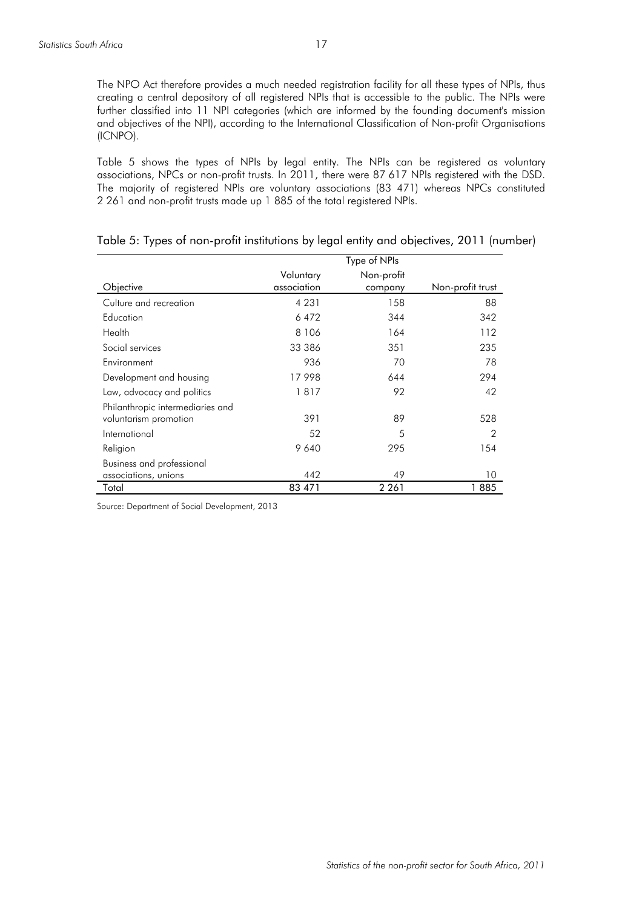The NPO Act therefore provides a much needed registration facility for all these types of NPIs, thus creating a central depository of all registered NPIs that is accessible to the public. The NPIs were further classified into 11 NPI categories (which are informed by the founding document's mission and objectives of the NPI), according to the International Classification of Non-profit Organisations (ICNPO).

Table 5 shows the types of NPIs by legal entity. The NPIs can be registered as voluntary associations, NPCs or non-profit trusts. In 2011, there were 87 617 NPIs registered with the DSD. The majority of registered NPIs are voluntary associations (83 471) whereas NPCs constituted 2 261 and non-profit trusts made up 1 885 of the total registered NPIs.

Table 5: Types of non-profit institutions by legal entity and objectives, 2011 (number)

| | Type of NPIs | | |
|---|---|---|---|
| Objective | Voluntary association | Non-profit company | Non-profit trust |
| Culture and recreation | 4 231 | 158 | 88 |
| Education | 6 472 | 344 | 342 |
| Health | 8 106 | 164 | 112 |
| Social services | 33 386 | 351 | 235 |
| Environment | 936 | 70 | 78 |
| Development and housing | 17 998 | 644 | 294 |
| Law, advocacy and politics | 1 817 | 92 | 42 |
| Philanthropic intermediaries and voluntarism promotion | 391 | 89 | 528 |
| International | 52 | 5 | 2 |
| Religion | 9 640 | 295 | 154 |
| Business and professional associations, unions | 442 | 49 | 10 |
| Total | 83 471 | 2 261 | 1 885 |

Source: Department of Social Development, 2013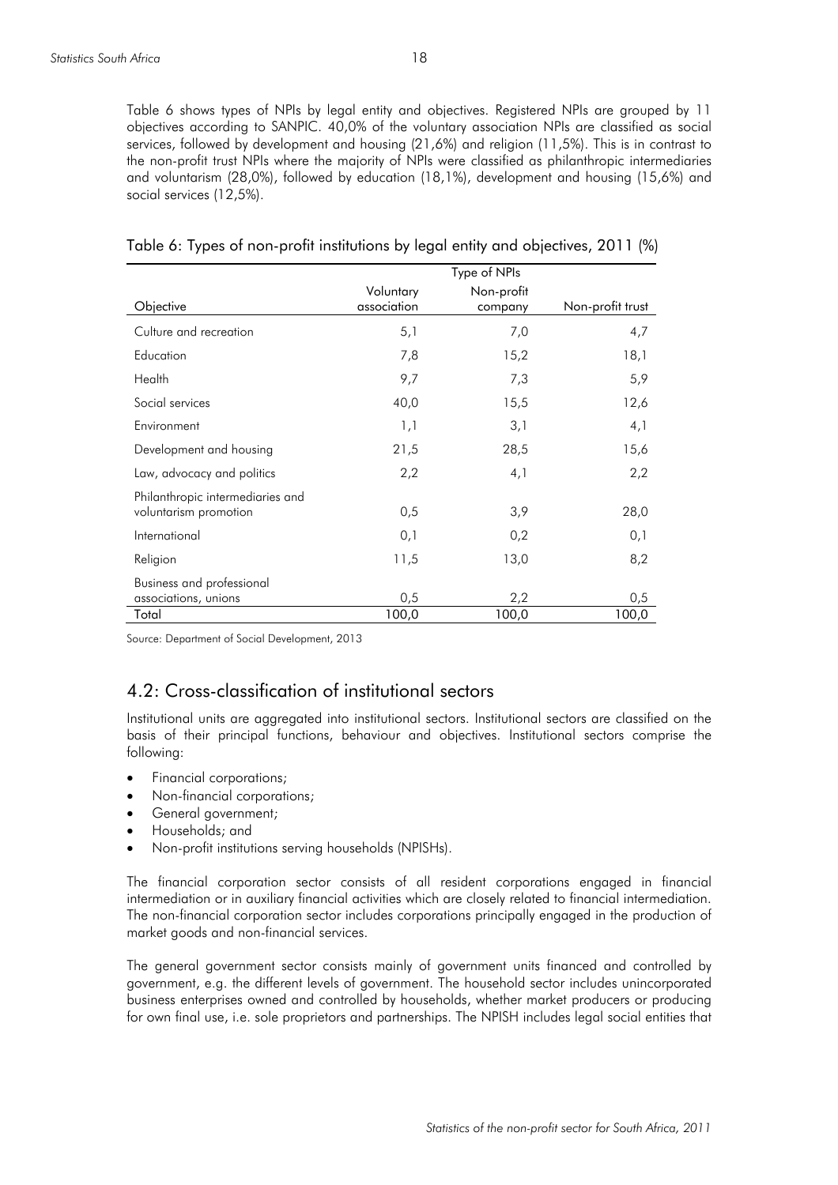Table 6 shows types of NPIs by legal entity and objectives. Registered NPIs are grouped by 11 objectives according to SANPIC. 40,0% of the voluntary association NPIs are classified as social services, followed by development and housing (21,6%) and religion (11,5%). This is in contrast to the non-profit trust NPIs where the majority of NPIs were classified as philanthropic intermediaries and voluntarism (28,0%), followed by education (18,1%), development and housing (15,6%) and social services (12,5%).

Table 6: Types of non-profit institutions by legal entity and objectives, 2011 (%)

| | Type of NPIs | | |
|---|---|---|---|
| Objective | Voluntary association | Non-profit company | Non-profit trust |
| Culture and recreation | 5,1 | 7,0 | 4,7 |
| Education | 7,8 | 15,2 | 18,1 |
| Health | 9,7 | 7,3 | 5,9 |
| Social services | 40,0 | 15,5 | 12,6 |
| Environment | 1,1 | 3,1 | 4,1 |
| Development and housing | 21,5 | 28,5 | 15,6 |
| Law, advocacy and politics | 2,2 | 4,1 | 2,2 |
| Philanthropic intermediaries and voluntarism promotion | 0,5 | 3,9 | 28,0 |
| International | 0,1 | 0,2 | 0,1 |
| Religion | 11,5 | 13,0 | 8,2 |
| Business and professional associations, unions | 0,5 | 2,2 | 0,5 |
| Total | 100,0 | 100,0 | 100,0 |

Source: Department of Social Development, 2013

## 4.2: Cross-classification of institutional sectors

Institutional units are aggregated into institutional sectors. Institutional sectors are classified on the basis of their principal functions, behaviour and objectives. Institutional sectors comprise the following:

- Financial corporations;
- Non-financial corporations;
- General government;
- Households; and
- Non-profit institutions serving households (NPISHs).

The financial corporation sector consists of all resident corporations engaged in financial intermediation or in auxiliary financial activities which are closely related to financial intermediation. The non-financial corporation sector includes corporations principally engaged in the production of market goods and non-financial services.

The general government sector consists mainly of government units financed and controlled by government, e.g. the different levels of government. The household sector includes unincorporated business enterprises owned and controlled by households, whether market producers or producing for own final use, i.e. sole proprietors and partnerships. The NPISH includes legal social entities that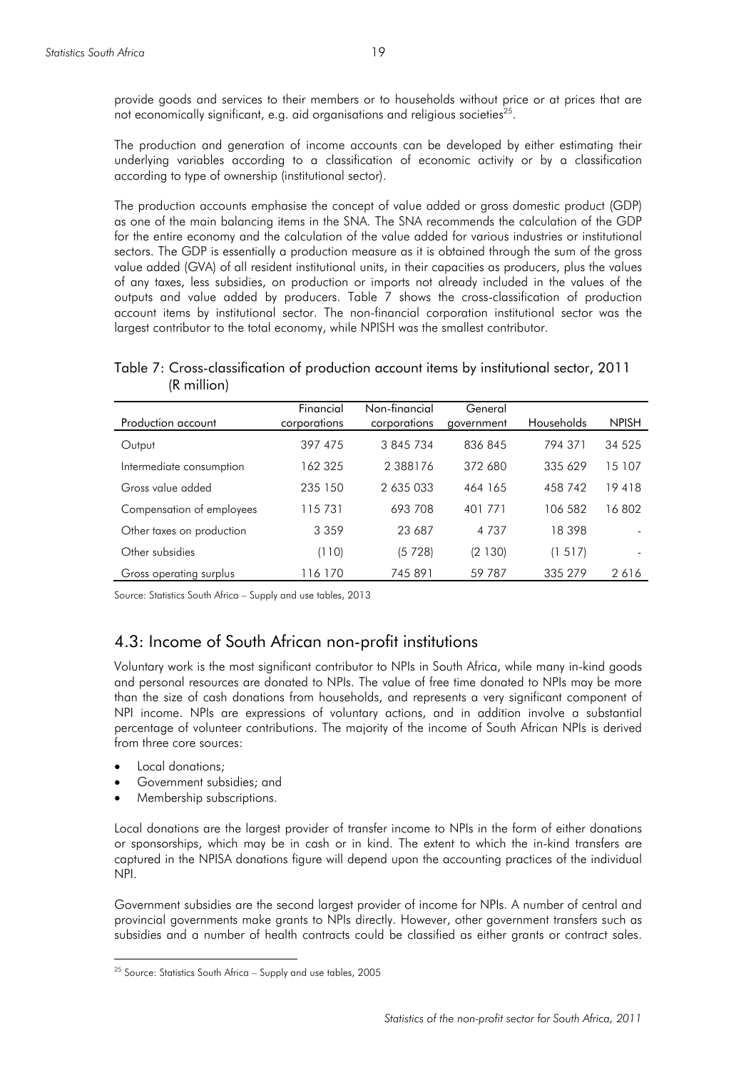provide goods and services to their members or to households without price or at prices that are not economically significant, e.g. aid organisations and religious societies[25].

The production and generation of income accounts can be developed by either estimating their underlying variables according to a classification of economic activity or by a classification according to type of ownership (institutional sector).

The production accounts emphasise the concept of value added or gross domestic product (GDP) as one of the main balancing items in the SNA. The SNA recommends the calculation of the GDP for the entire economy and the calculation of the value added for various industries or institutional sectors. The GDP is essentially a production measure as it is obtained through the sum of the gross value added (GVA) of all resident institutional units, in their capacities as producers, plus the values of any taxes, less subsidies, on production or imports not already included in the values of the outputs and value added by producers. Table 7 shows the cross-classification of production account items by institutional sector. The non-financial corporation institutional sector was the largest contributor to the total economy, while NPISH was the smallest contributor.

Table 7: Cross-classification of production account items by institutional sector, 2011 (R million)

| Production account | Financial corporations | Non-financial corporations | General government | Households | NPISH |
|---|---|---|---|---|---|
| Output | 397 475 | 3 845 734 | 836 845 | 794 371 | 34 525 |
| Intermediate consumption | 162 325 | 2 388176 | 372 680 | 335 629 | 15 107 |
| Gross value added | 235 150 | 2 635 033 | 464 165 | 458 742 | 19 418 |
| Compensation of employees | 115 731 | 693 708 | 401 771 | 106 582 | 16 802 |
| Other taxes on production | 3 359 | 23 687 | 4 737 | 18 398 | - |
| Other subsidies | (110) | (5 728) | (2 130) | (1 517) | - |
| Gross operating surplus | 116 170 | 745 891 | 59 787 | 335 279 | 2 616 |

Source: Statistics South Africa – Supply and use tables, 2013

## 4.3: Income of South African non-profit institutions

Voluntary work is the most significant contributor to NPIs in South Africa, while many in-kind goods and personal resources are donated to NPIs. The value of free time donated to NPIs may be more than the size of cash donations from households, and represents a very significant component of NPI income. NPIs are expressions of voluntary actions, and in addition involve a substantial percentage of volunteer contributions. The majority of the income of South African NPIs is derived from three core sources:

- Local donations;
- Government subsidies; and
- Membership subscriptions.

Local donations are the largest provider of transfer income to NPIs in the form of either donations or sponsorships, which may be in cash or in kind. The extent to which the in-kind transfers are captured in the NPISA donations figure will depend upon the accounting practices of the individual NPI.

Government subsidies are the second largest provider of income for NPIs. A number of central and provincial governments make grants to NPIs directly. However, other government transfers such as subsidies and a number of health contracts could be classified as either grants or contract sales.

[25] Source: Statistics South Africa – Supply and use tables, 2005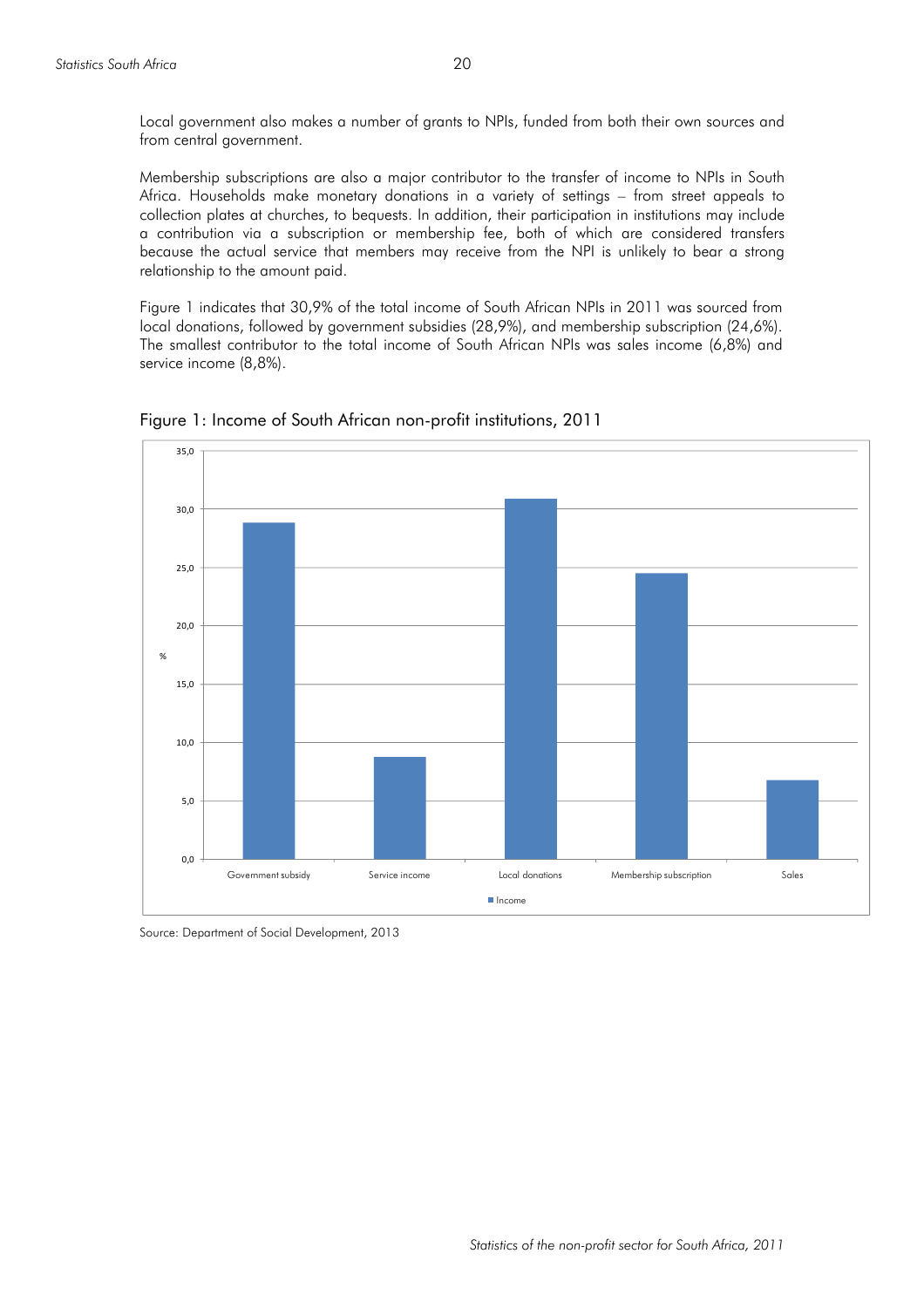Local government also makes a number of grants to NPIs, funded from both their own sources and from central government.

Membership subscriptions are also a major contributor to the transfer of income to NPIs in South Africa. Households make monetary donations in a variety of settings – from street appeals to collection plates at churches, to bequests. In addition, their participation in institutions may include a contribution via a subscription or membership fee, both of which are considered transfers because the actual service that members may receive from the NPI is unlikely to bear a strong relationship to the amount paid.

Figure 1 indicates that 30,9% of the total income of South African NPIs in 2011 was sourced from local donations, followed by government subsidies (28,9%), and membership subscription (24,6%). The smallest contributor to the total income of South African NPIs was sales income (6,8%) and service income (8,8%).

Figure 1: Income of South African non-profit institutions, 2011

| | Income (%) |
|---|---|
| Government subsidy | 28,9 |
| Service income | 8,8 |
| Local donations | 30,9 |
| Membership subscription | 24,6 |
| Sales | 6,8 |

Source: Department of Social Development, 2013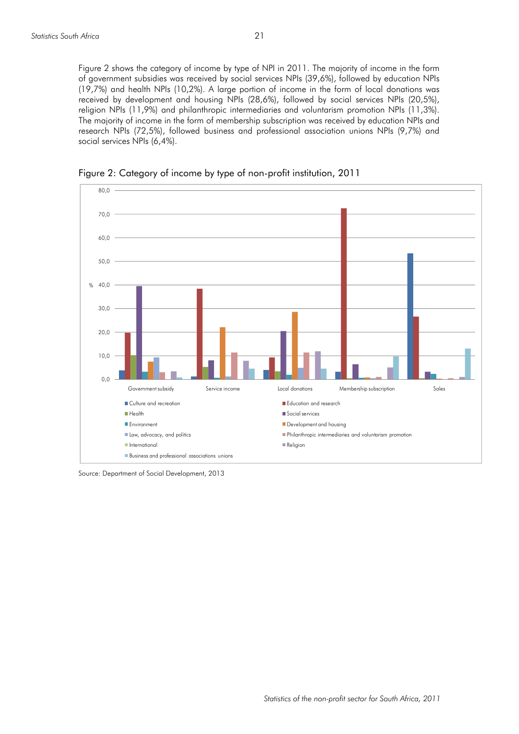Figure 2 shows the category of income by type of NPI in 2011. The majority of income in the form of government subsidies was received by social services NPIs (39,6%), followed by education NPIs (19,7%) and health NPIs (10,2%). A large portion of income in the form of local donations was received by development and housing NPIs (28,6%), followed by social services NPIs (20,5%), religion NPIs (11,9%) and philanthropic intermediaries and voluntarism promotion NPIs (11,3%). The majority of income in the form of membership subscription was received by education NPIs and research NPIs (72,5%), followed business and professional association unions NPIs (9,7%) and social services NPIs (6,4%).

Figure 2: Category of income by type of non-profit institution, 2011

Source: Department of Social Development, 2013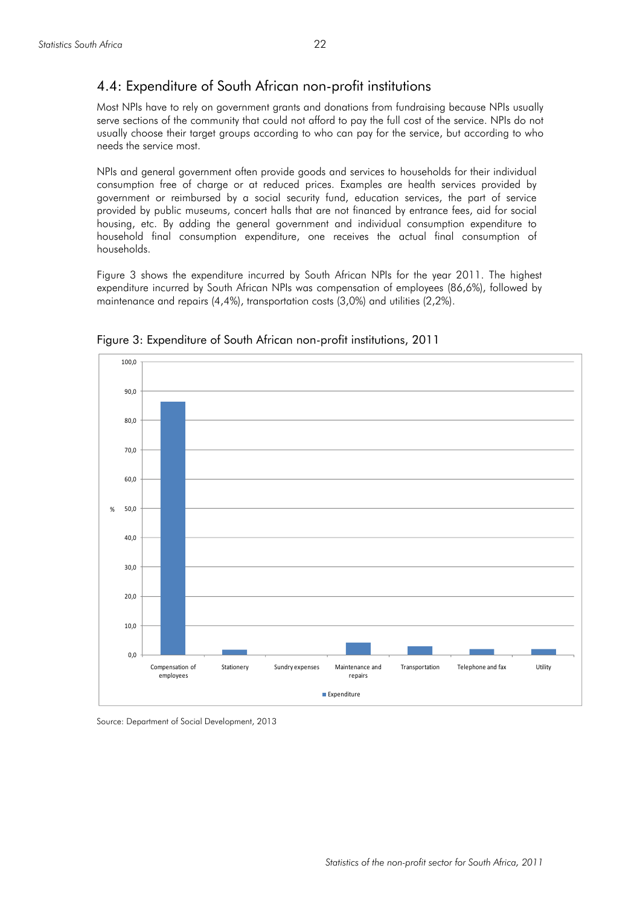## 4.4: Expenditure of South African non-profit institutions

Most NPIs have to rely on government grants and donations from fundraising because NPIs usually serve sections of the community that could not afford to pay the full cost of the service. NPIs do not usually choose their target groups according to who can pay for the service, but according to who needs the service most.

NPIs and general government often provide goods and services to households for their individual consumption free of charge or at reduced prices. Examples are health services provided by government or reimbursed by a social security fund, education services, the part of service provided by public museums, concert halls that are not financed by entrance fees, aid for social housing, etc. By adding the general government and individual consumption expenditure to household final consumption expenditure, one receives the actual final consumption of households.

Figure 3 shows the expenditure incurred by South African NPIs for the year 2011. The highest expenditure incurred by South African NPIs was compensation of employees (86,6%), followed by maintenance and repairs (4,4%), transportation costs (3,0%) and utilities (2,2%).

Figure 3: Expenditure of South African non-profit institutions, 2011

Source: Department of Social Development, 2013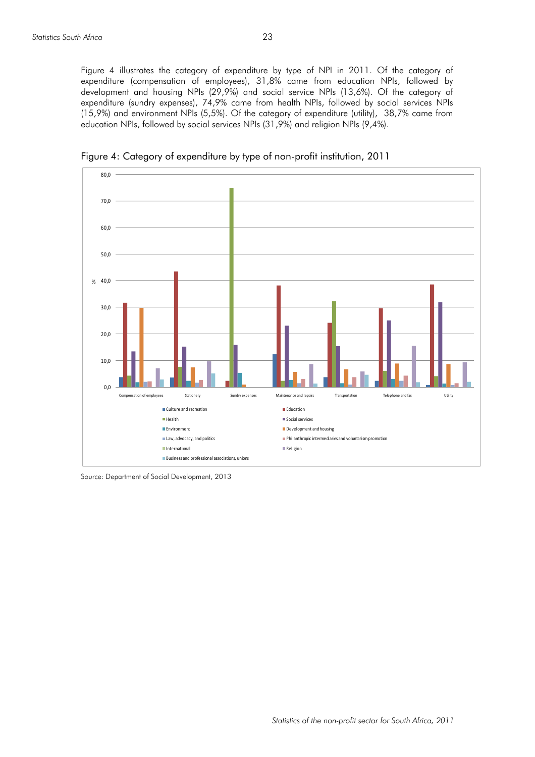Figure 4 illustrates the category of expenditure by type of NPI in 2011. Of the category of expenditure (compensation of employees), 31,8% came from education NPIs, followed by development and housing NPIs (29,9%) and social service NPIs (13,6%). Of the category of expenditure (sundry expenses), 74,9% came from health NPIs, followed by social services NPIs (15,9%) and environment NPIs (5,5%). Of the category of expenditure (utility), 38,7% came from education NPIs, followed by social services NPIs (31,9%) and religion NPIs (9,4%).

Figure 4: Category of expenditure by type of non-profit institution, 2011

Source: Department of Social Development, 2013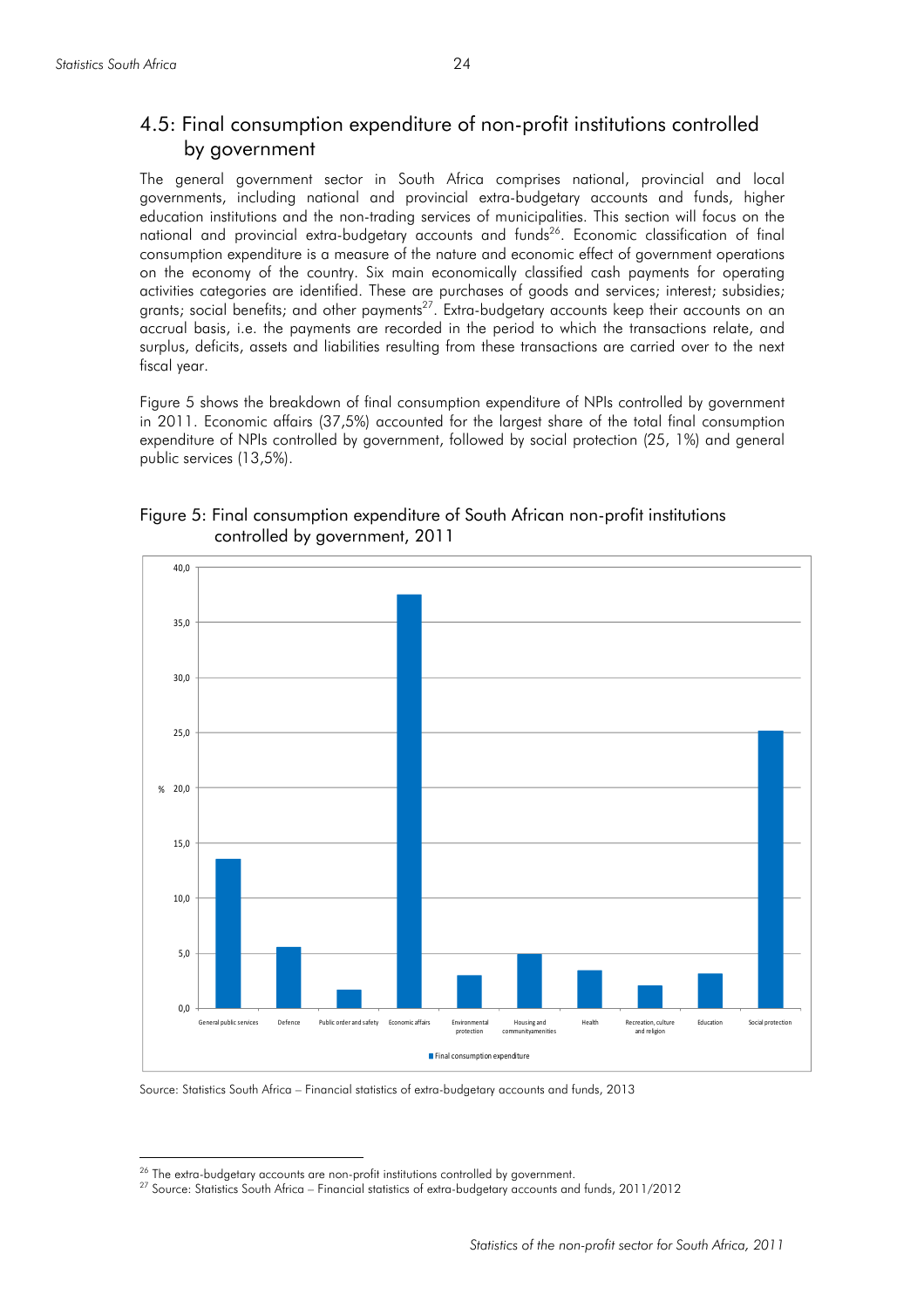## 4.5: Final consumption expenditure of non-profit institutions controlled by government

The general government sector in South Africa comprises national, provincial and local governments, including national and provincial extra-budgetary accounts and funds, higher education institutions and the non-trading services of municipalities. This section will focus on the national and provincial extra-budgetary accounts and funds[26]. Economic classification of final consumption expenditure is a measure of the nature and economic effect of government operations on the economy of the country. Six main economically classified cash payments for operating activities categories are identified. These are purchases of goods and services; interest; subsidies; grants; social benefits; and other payments[27]. Extra-budgetary accounts keep their accounts on an accrual basis, i.e. the payments are recorded in the period to which the transactions relate, and surplus, deficits, assets and liabilities resulting from these transactions are carried over to the next fiscal year.

Figure 5 shows the breakdown of final consumption expenditure of NPIs controlled by government in 2011. Economic affairs (37,5%) accounted for the largest share of the total final consumption expenditure of NPIs controlled by government, followed by social protection (25, 1%) and general public services (13,5%).

Figure 5: Final consumption expenditure of South African non-profit institutions controlled by government, 2011

Source: Statistics South Africa – Financial statistics of extra-budgetary accounts and funds, 2013

---

[26] The extra-budgetary accounts are non-profit institutions controlled by government.

[27] Source: Statistics South Africa – Financial statistics of extra-budgetary accounts and funds, 2011/2012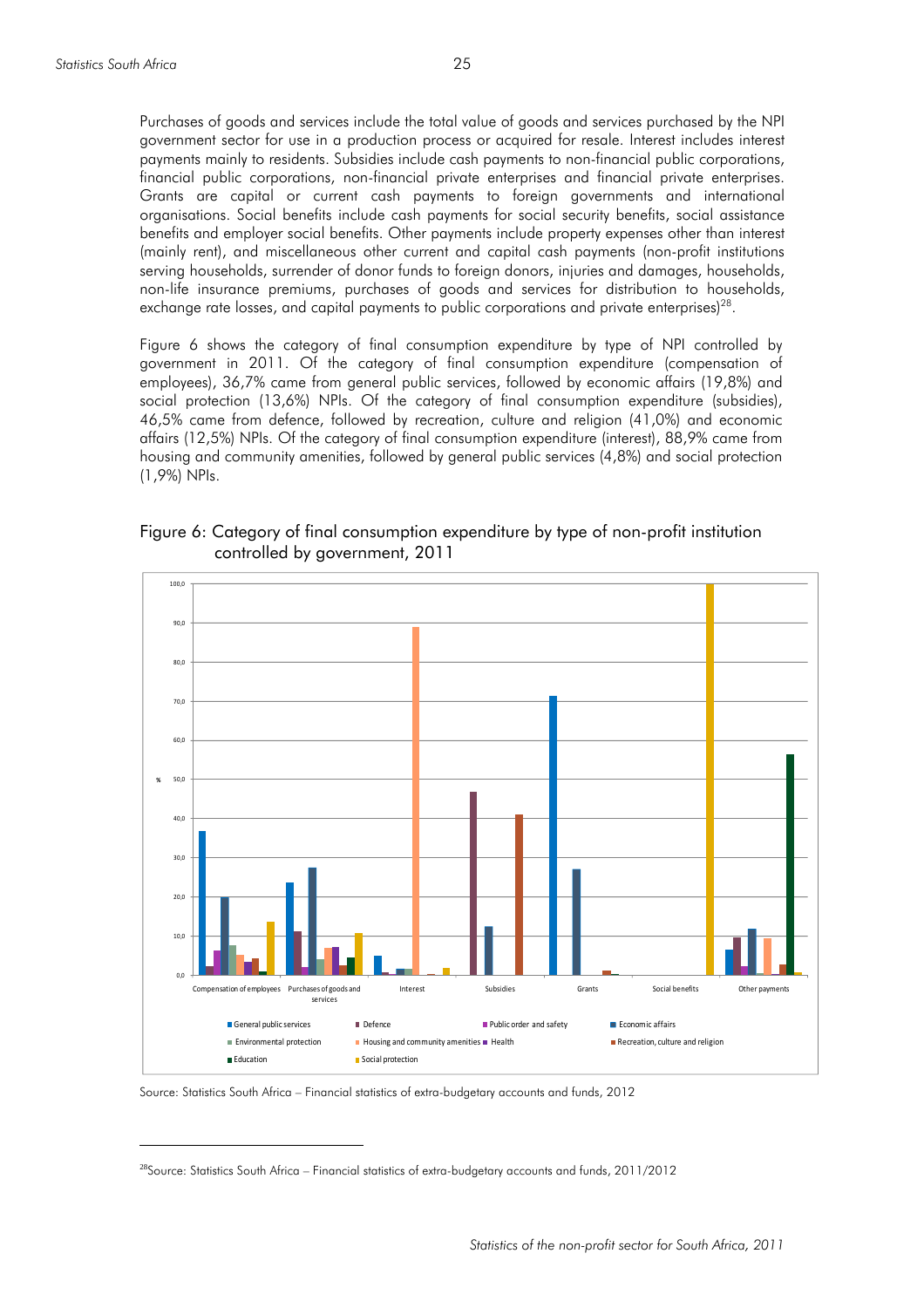Purchases of goods and services include the total value of goods and services purchased by the NPI government sector for use in a production process or acquired for resale. Interest includes interest payments mainly to residents. Subsidies include cash payments to non-financial public corporations, financial public corporations, non-financial private enterprises and financial private enterprises. Grants are capital or current cash payments to foreign governments and international organisations. Social benefits include cash payments for social security benefits, social assistance benefits and employer social benefits. Other payments include property expenses other than interest (mainly rent), and miscellaneous other current and capital cash payments (non-profit institutions serving households, surrender of donor funds to foreign donors, injuries and damages, households, non-life insurance premiums, purchases of goods and services for distribution to households, exchange rate losses, and capital payments to public corporations and private enterprises)[28].

Figure 6 shows the category of final consumption expenditure by type of NPI controlled by government in 2011. Of the category of final consumption expenditure (compensation of employees), 36,7% came from general public services, followed by economic affairs (19,8%) and social protection (13,6%) NPIs. Of the category of final consumption expenditure (subsidies), 46,5% came from defence, followed by recreation, culture and religion (41,0%) and economic affairs (12,5%) NPIs. Of the category of final consumption expenditure (interest), 88,9% came from housing and community amenities, followed by general public services (4,8%) and social protection (1,9%) NPIs.

Figure 6: Category of final consumption expenditure by type of non-profit institution controlled by government, 2011

Source: Statistics South Africa – Financial statistics of extra-budgetary accounts and funds, 2012

[28]Source: Statistics South Africa – Financial statistics of extra-budgetary accounts and funds, 2011/2012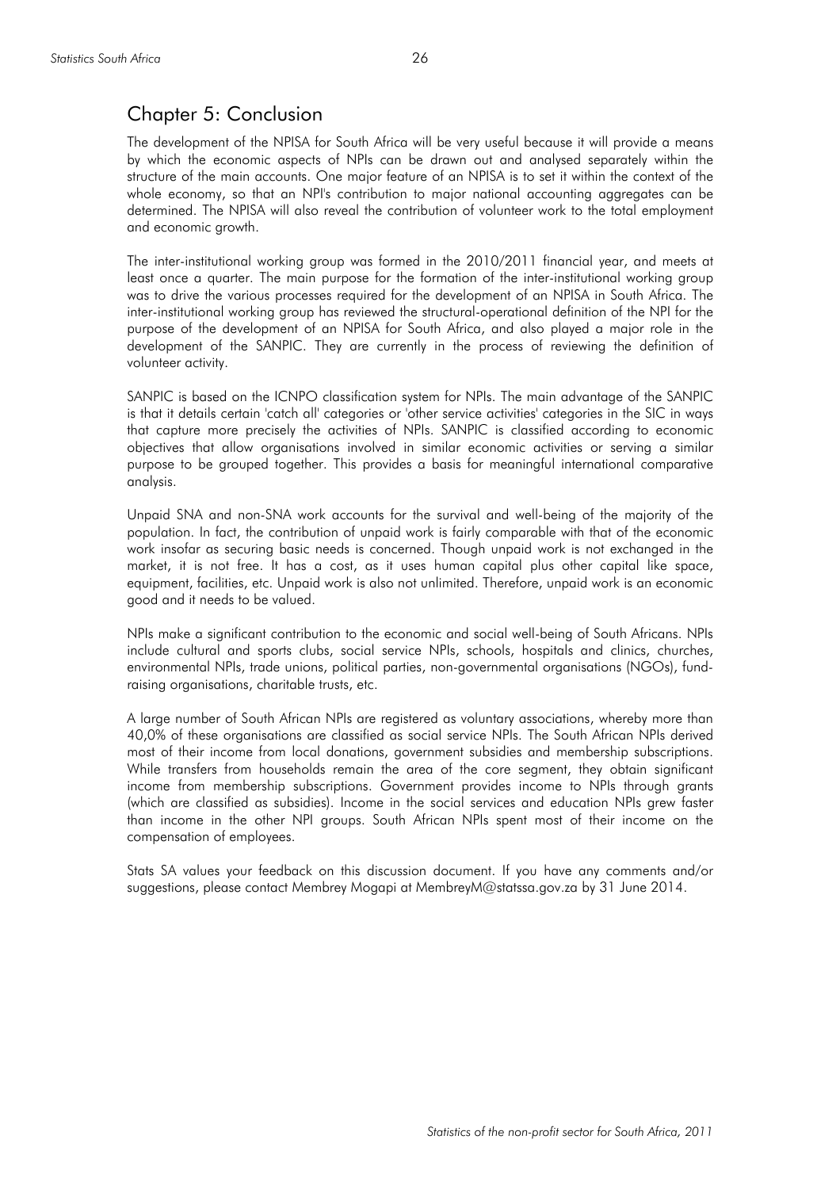## Chapter 5: Conclusion

The development of the NPISA for South Africa will be very useful because it will provide a means by which the economic aspects of NPIs can be drawn out and analysed separately within the structure of the main accounts. One major feature of an NPISA is to set it within the context of the whole economy, so that an NPI's contribution to major national accounting aggregates can be determined. The NPISA will also reveal the contribution of volunteer work to the total employment and economic growth.

The inter-institutional working group was formed in the 2010/2011 financial year, and meets at least once a quarter. The main purpose for the formation of the inter-institutional working group was to drive the various processes required for the development of an NPISA in South Africa. The inter-institutional working group has reviewed the structural-operational definition of the NPI for the purpose of the development of an NPISA for South Africa, and also played a major role in the development of the SANPIC. They are currently in the process of reviewing the definition of volunteer activity.

SANPIC is based on the ICNPO classification system for NPIs. The main advantage of the SANPIC is that it details certain 'catch all' categories or 'other service activities' categories in the SIC in ways that capture more precisely the activities of NPIs. SANPIC is classified according to economic objectives that allow organisations involved in similar economic activities or serving a similar purpose to be grouped together. This provides a basis for meaningful international comparative analysis.

Unpaid SNA and non-SNA work accounts for the survival and well-being of the majority of the population. In fact, the contribution of unpaid work is fairly comparable with that of the economic work insofar as securing basic needs is concerned. Though unpaid work is not exchanged in the market, it is not free. It has a cost, as it uses human capital plus other capital like space, equipment, facilities, etc. Unpaid work is also not unlimited. Therefore, unpaid work is an economic good and it needs to be valued.

NPIs make a significant contribution to the economic and social well-being of South Africans. NPIs include cultural and sports clubs, social service NPIs, schools, hospitals and clinics, churches, environmental NPIs, trade unions, political parties, non-governmental organisations (NGOs), fund-raising organisations, charitable trusts, etc.

A large number of South African NPIs are registered as voluntary associations, whereby more than 40,0% of these organisations are classified as social service NPIs. The South African NPIs derived most of their income from local donations, government subsidies and membership subscriptions. While transfers from households remain the area of the core segment, they obtain significant income from membership subscriptions. Government provides income to NPIs through grants (which are classified as subsidies). Income in the social services and education NPIs grew faster than income in the other NPI groups. South African NPIs spent most of their income on the compensation of employees.

Stats SA values your feedback on this discussion document. If you have any comments and/or suggestions, please contact Membrey Mogapi at MembreyM@statssa.gov.za by 31 June 2014.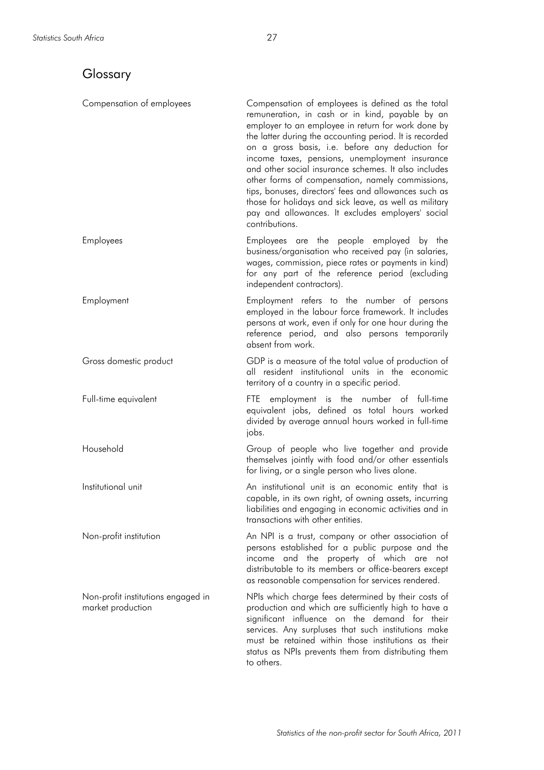# Glossary

| | |
|---|---|
| Compensation of employees | Compensation of employees is defined as the total remuneration, in cash or in kind, payable by an employer to an employee in return for work done by the latter during the accounting period. It is recorded on a gross basis, i.e. before any deduction for income taxes, pensions, unemployment insurance and other social insurance schemes. It also includes other forms of compensation, namely commissions, tips, bonuses, directors' fees and allowances such as those for holidays and sick leave, as well as military pay and allowances. It excludes employers' social contributions. |
| Employees | Employees are the people employed by the business/organisation who received pay (in salaries, wages, commission, piece rates or payments in kind) for any part of the reference period (excluding independent contractors). |
| Employment | Employment refers to the number of persons employed in the labour force framework. It includes persons at work, even if only for one hour during the reference period, and also persons temporarily absent from work. |
| Gross domestic product | GDP is a measure of the total value of production of all resident institutional units in the economic territory of a country in a specific period. |
| Full-time equivalent | FTE employment is the number of full-time equivalent jobs, defined as total hours worked divided by average annual hours worked in full-time jobs. |
| Household | Group of people who live together and provide themselves jointly with food and/or other essentials for living, or a single person who lives alone. |
| Institutional unit | An institutional unit is an economic entity that is capable, in its own right, of owning assets, incurring liabilities and engaging in economic activities and in transactions with other entities. |
| Non-profit institution | An NPI is a trust, company or other association of persons established for a public purpose and the income and the property of which are not distributable to its members or office-bearers except as reasonable compensation for services rendered. |
| Non-profit institutions engaged in market production | NPIs which charge fees determined by their costs of production and which are sufficiently high to have a significant influence on the demand for their services. Any surpluses that such institutions make must be retained within those institutions as their status as NPIs prevents them from distributing them to others. |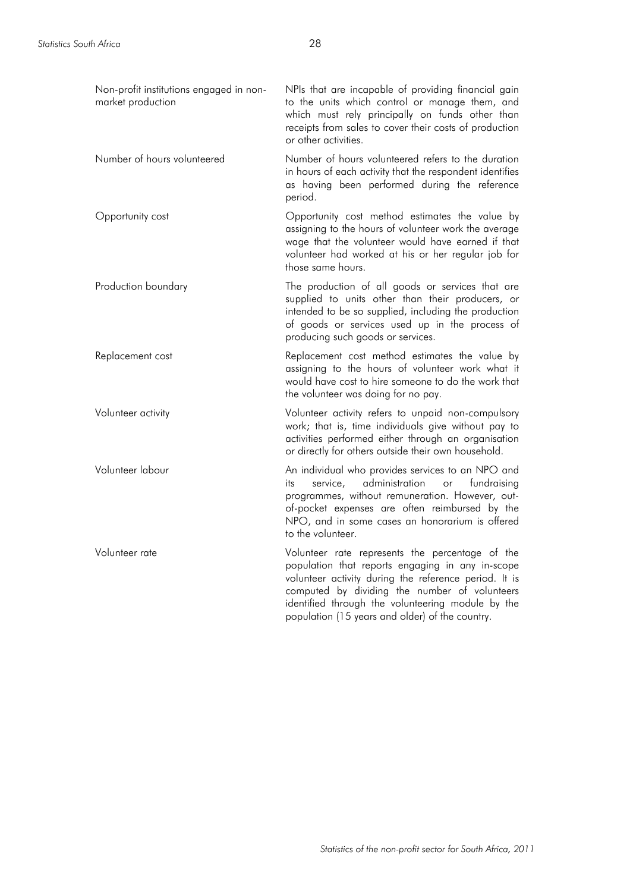| | |
|---|---|
| Non-profit institutions engaged in non-market production | NPIs that are incapable of providing financial gain to the units which control or manage them, and which must rely principally on funds other than receipts from sales to cover their costs of production or other activities. |
| Number of hours volunteered | Number of hours volunteered refers to the duration in hours of each activity that the respondent identifies as having been performed during the reference period. |
| Opportunity cost | Opportunity cost method estimates the value by assigning to the hours of volunteer work the average wage that the volunteer would have earned if that volunteer had worked at his or her regular job for those same hours. |
| Production boundary | The production of all goods or services that are supplied to units other than their producers, or intended to be so supplied, including the production of goods or services used up in the process of producing such goods or services. |
| Replacement cost | Replacement cost method estimates the value by assigning to the hours of volunteer work what it would have cost to hire someone to do the work that the volunteer was doing for no pay. |
| Volunteer activity | Volunteer activity refers to unpaid non-compulsory work; that is, time individuals give without pay to activities performed either through an organisation or directly for others outside their own household. |
| Volunteer labour | An individual who provides services to an NPO and its service, administration or fundraising programmes, without remuneration. However, out-of-pocket expenses are often reimbursed by the NPO, and in some cases an honorarium is offered to the volunteer. |
| Volunteer rate | Volunteer rate represents the percentage of the population that reports engaging in any in-scope volunteer activity during the reference period. It is computed by dividing the number of volunteers identified through the volunteering module by the population (15 years and older) of the country. |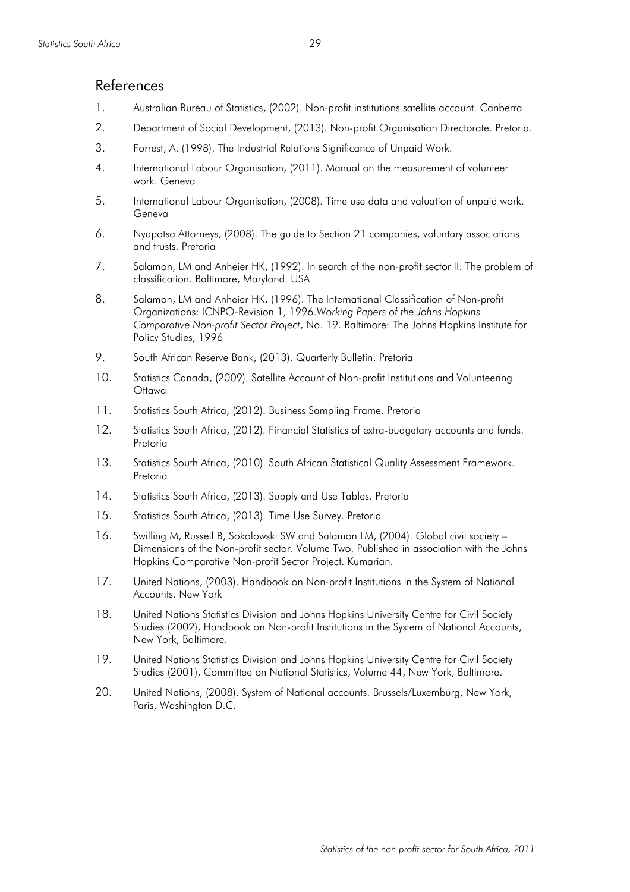## References

1. Australian Bureau of Statistics, (2002). Non-profit institutions satellite account. Canberra
2. Department of Social Development, (2013). Non-profit Organisation Directorate. Pretoria.
3. Forrest, A. (1998). The Industrial Relations Significance of Unpaid Work.
4. International Labour Organisation, (2011). Manual on the measurement of volunteer work. Geneva
5. International Labour Organisation, (2008). Time use data and valuation of unpaid work. Geneva
6. Nyapotsa Attorneys, (2008). The guide to Section 21 companies, voluntary associations and trusts. Pretoria
7. Salamon, LM and Anheier HK, (1992). In search of the non-profit sector II: The problem of classification. Baltimore, Maryland. USA
8. Salamon, LM and Anheier HK, (1996). The International Classification of Non-profit Organizations: ICNPO-Revision 1, 1996.*Working Papers of the Johns Hopkins Comparative Non-profit Sector Project*, No. 19. Baltimore: The Johns Hopkins Institute for Policy Studies, 1996
9. South African Reserve Bank, (2013). Quarterly Bulletin. Pretoria
10. Statistics Canada, (2009). Satellite Account of Non-profit Institutions and Volunteering. Ottawa
11. Statistics South Africa, (2012). Business Sampling Frame. Pretoria
12. Statistics South Africa, (2012). Financial Statistics of extra-budgetary accounts and funds. Pretoria
13. Statistics South Africa, (2010). South African Statistical Quality Assessment Framework. Pretoria
14. Statistics South Africa, (2013). Supply and Use Tables. Pretoria
15. Statistics South Africa, (2013). Time Use Survey. Pretoria
16. Swilling M, Russell B, Sokolowski SW and Salamon LM, (2004). Global civil society – Dimensions of the Non-profit sector. Volume Two. Published in association with the Johns Hopkins Comparative Non-profit Sector Project. Kumarian.
17. United Nations, (2003). Handbook on Non-profit Institutions in the System of National Accounts. New York
18. United Nations Statistics Division and Johns Hopkins University Centre for Civil Society Studies (2002), Handbook on Non-profit Institutions in the System of National Accounts, New York, Baltimore.
19. United Nations Statistics Division and Johns Hopkins University Centre for Civil Society Studies (2001), Committee on National Statistics, Volume 44, New York, Baltimore.
20. United Nations, (2008). System of National accounts. Brussels/Luxemburg, New York, Paris, Washington D.C.